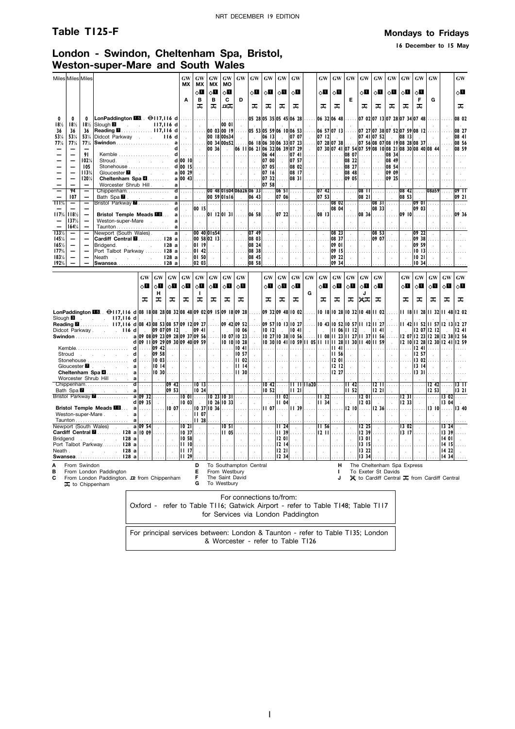# Table T125-F

**Mondays to Fridays**

**16 December to 15 May**

## London - Swindon, Cheltenham Spa, Bristol, Weston-super-Mare and South Wales

| Miles | Miles | Miles | Station | | GW | GW | GW | GW | GW | GW | GW | GW | GW | GW | GW | GW | GW | GW | GW | GW | GW | GW | GW |
|---|---|---|---|---|---|---|---|---|---|---|---|---|---|---|---|---|---|---|---|---|---|---|---|
| | | | | | MX | MX | MX | MO | | | | | | | | | | | | | | | |
| | | | | | | ◇1 | ◇1 | ◇1 | | ◇1 | ◇1 | ◇1 | ◇1 | ◇1 | ◇1 | | ◇1 | ◇1 | ◇1 | ◇1 | ◇1 | | ◇1 |
| | | | | | A | B | B | C | D | | | | | | | E | | | | | F | G | |
| | | | | | | 🚲 | 🚲 | 🚌🚲 | | 🚲 | 🚲 | 🚲 | 🚲 | 🚲 | 🚲 | | 🚲 | 🚲 | 🚲 | 🚲 | 🚲 | | 🚲 |
| 0 | 0 | 0 | London Paddington 15 ⊖117,116 | d | | | | | | 05 28 | 05 35 | 05 45 | 06 28 | 06 32 | 06 48 | | 07 02 | 07 13 | 07 28 | 07 34 | 07 48 | | 08 02 |
| 18½ | 18½ | 18½ | Slough 3 117,116 | d | | | | 00 01 | | | | | | | | | | | | | | | |
| 36 | 36 | 36 | Reading 7 117,116 | d | | | 00 03 | 00 19 | | 05 53 | 05 59 | 06 10 | 06 53 | 06 57 | 07 13 | | 07 27 | 07 38 | 07 52 | 07 59 | 08 12 | | 08 27 |
| 53¼ | 53¼ | 53¼ | Didcot Parkway 116 | d | | | 00 18 | 00s34 | | | 06 13 | | 07 07 | 07 12 | | | 07 41 | 07 52 | | 08 13 | | | 08 41 |
| 77¼ | 77¼ | 77¼ | Swindon | a | | | 00 34 | 00s52 | | 06 18 | 06 30 | 06 33 | 07 23 | 07 28 | 07 38 | | 07 56 | 08 07 | 08 19 | 08 28 | 08 37 | | 08 56 |
| — | — | — | | d | | | 00 36 | | 06 11 | 06 21 | 06 32 | 06 39 | 07 29 | 07 30 | 07 41 | 07 54 | 07 59 | 08 10 | 08 21 | 08 30 | 08 40 | 08 44 | 08 59 |
| — | — | 91 | Kemble | d | | | | | | | 06 44 | | 07 41 | | | 08 07 | | | 08 34 | | | | |
| — | — | 102¼ | Stroud | d | 00 10 | | | | | | 07 00 | | 07 57 | | | 08 22 | | | 08 49 | | | | |
| — | — | 105 | Stonehouse | d | 00 15 | | | | | | 07 05 | | 08 02 | | | 08 27 | | | 08 54 | | | | |
| — | — | 113¾ | Gloucester 7 | a | 00 29 | | | | | | 07 16 | | 08 17 | | | 08 48 | | | 09 09 | | | | |
| — | — | 120¼ | Cheltenham Spa 4 | a | 00 43 | | | | | | 07 32 | | 08 31 | | | 09 05 | | | 09 25 | | | | |
| — | — | — | Worcester Shrub Hill | a | | | | | | | 07 58 | | | | | | | | | | | | |
| — | 94 | — | Chippenham | d | | | 00 48 | 01s04 | 06a26 | 06 33 | | 06 51 | | 07 42 | | | 08 11 | | | 08 42 | | 08a59 | 09 11 |
| — | 107 | — | Bath Spa 7 | a | | | 00 59 | 01s16 | | 06 43 | | 07 06 | | 07 53 | | | 08 21 | | | 08 53 | | | 09 21 |
| 111¾ | — | — | Bristol Parkway 7 | a | | | | | | | | | | | 08 02 | | | 08 31 | | | 09 01 | | |
| — | — | — | | d | | 00 15 | | | | | | | | | 08 04 | | | 08 33 | | | 09 03 | | |
| 117¾ | 118½ | — | Bristol Temple Meads 10 | a | | | 01 12 | 01 31 | | 06 58 | | 07 22 | | 08 13 | | | 08 36 | | | 09 10 | | | 09 36 |
| — | 137½ | — | Weston-super-Mare | a | | | | | | | | | | | | | | | | | | | |
| — | 164¼ | — | Taunton | a | | | | | | | | | | | | | | | | | | | |
| 133½ | — | — | Newport (South Wales) | a | | 00 40 | 01s54 | | | 07 49 | | | | | 08 23 | | | 08 53 | | | 09 22 | | |
| 145¼ | — | — | Cardiff Central 7 128 | a | | 00 58 | 02 13 | | | 08 03 | | | | | 08 37 | | | 09 07 | | | 09 38 | | |
| 165½ | — | — | Bridgend 128 | a | | 01 19 | | | | 08 24 | | | | | 09 01 | | | | | | 09 59 | | |
| 177¾ | — | — | Port Talbot Parkway 128 | a | | 01 42 | | | | 08 38 | | | | | 09 15 | | | | | | 10 13 | | |
| 183¾ | — | — | Neath 128 | a | | 01 50 | | | | 08 45 | | | | | 09 22 | | | | | | 10 21 | | |
| 192¾ | — | — | Swansea 128 | a | | 02 03 | | | | 08 58 | | | | | 09 34 | | | | | | 10 34 | | |

| Station | | GW | GW | GW | GW | GW | GW | GW | GW | GW | GW | GW | GW | GW | GW | GW | GW | GW | GW | GW | GW | GW | GW |
|---|---|---|---|---|---|---|---|---|---|---|---|---|---|---|---|---|---|---|---|---|---|---|---|
| | | ◇1 | ◇1 | ◇1 | ◇1 | ◇1 | ◇1 | ◇1 | ◇1 | ◇1 | ◇1 | ◇1 | | ◇1 | ◇1 | ◇1 | ◇1 | ◇1 | ◇1 | ◇1 | ◇1 | ◇1 | ◇1 |
| | | | H | | | I | | | | | | | G | | | | J | | | | | | |
| | | 🚲 | 🚲 | 🚲 | 🚲 | 🚲 | 🚲 | 🚲 | 🚲 | 🚲 | 🚲 | 🚲 | | 🚲 | 🚲 | 🚲 | ✕🚲 | 🚲 | 🚲 | 🚲 | 🚲 | 🚲 | 🚲 |
| London Paddington 15 ⊖117,116 | d | 08 18 | 08 28 | 08 32 | 08 48 | 09 02 | 09 15 | 09 18 | 09 28 | 09 32 | 09 48 | 10 02 | | 10 18 | 10 28 | 10 32 | 10 48 | 11 02 | 11 18 | 11 28 | 11 32 | 11 48 | 12 02 |
| Slough 3 117,116 | d | | | | | | | | | | | | | | | | | | | | | | |
| Reading 7 117,116 | d | 08 43 | 08 53 | 08 57 | 09 12 | 09 27 | | 09 42 | 09 52 | 09 57 | 10 13 | 10 27 | | 10 43 | 10 52 | 10 57 | 11 12 | 11 27 | 11 42 | 11 52 | 11 57 | 12 13 | 12 27 |
| Didcot Parkway 116 | d | | 09 07 | 09 12 | | 09 41 | | | 10 06 | 10 12 | | 10 41 | | | 11 06 | 11 12 | | 11 41 | | 12 07 | 12 12 | | 12 41 |
| Swindon | a | 09 08 | 09 23 | 09 28 | 09 37 | 09 56 | | 10 07 | 10 23 | 10 27 | 10 38 | 10 56 | | 11 08 | 11 23 | 11 27 | 11 37 | 11 56 | 12 07 | 12 23 | 12 28 | 12 38 | 12 56 |
| | d | 09 11 | 09 29 | 09 30 | 09 40 | 09 59 | | 10 10 | 10 28 | 10 30 | 10 41 | 10 59 | 11 05 | 11 11 | 11 28 | 11 30 | 11 40 | 11 59 | 12 10 | 12 28 | 12 30 | 12 41 | 12 59 |
| Kemble | d | | 09 42 | | | | | | 10 41 | | | | | | 11 41 | | | | | 12 41 | | | |
| Stroud | d | | 09 58 | | | | | | 10 57 | | | | | | 11 56 | | | | | 12 57 | | | |
| Stonehouse | d | | 10 03 | | | | | | 11 02 | | | | | | 12 01 | | | | | 13 02 | | | |
| Gloucester 7 | a | | 10 14 | | | | | | 11 14 | | | | | | 12 12 | | | | | 13 14 | | | |
| Cheltenham Spa 4 | a | | 10 30 | | | | | | 11 30 | | | | | | 12 27 | | | | | 13 31 | | | |
| Worcester Shrub Hill | a | | | | | | | | | | | | | | | | | | | | | | |
| Chippenham | d | | | 09 42 | | 10 13 | | | | 10 42 | | 11 11 | 11a20 | | | 11 42 | | 12 11 | | | 12 42 | | 13 11 |
| Bath Spa 7 | a | | | 09 53 | | 10 24 | | | | 10 52 | | 11 21 | | | | 11 52 | | 12 21 | | | 12 53 | | 13 21 |
| Bristol Parkway 7 | a | 09 32 | | | 10 01 | | 10 23 | 10 31 | | | 11 02 | | | 11 32 | | | 12 01 | | 12 31 | | | 13 02 | |
| | d | 09 35 | | | 10 03 | | 10 26 | 10 33 | | | 11 04 | | | 11 34 | | | 12 03 | | 12 33 | | | 13 04 | |
| Bristol Temple Meads 10 | a | | | 10 07 | | 10 37 | 10 36 | | | 11 07 | | 11 39 | | | | 12 10 | | 12 36 | | | 13 10 | | 13 40 |
| Weston-super-Mare | a | | | | | 11 07 | | | | | | | | | | | | | | | | | |
| Taunton | a | | | | | 11 28 | | | | | | | | | | | | | | | | | |
| Newport (South Wales) | a | 09 54 | | | 10 21 | | | 10 51 | | | 11 24 | | | 11 56 | | | 12 25 | | 13 02 | | | 13 24 | |
| Cardiff Central 7 128 | a | 10 09 | | | 10 37 | | | 11 05 | | | 11 39 | | | 12 11 | | | 12 39 | | 13 17 | | | 13 39 | |
| Bridgend 128 | a | | | | 10 58 | | | | | | 12 01 | | | | | | 13 01 | | | | | 14 01 | |
| Port Talbot Parkway 128 | a | | | | 11 10 | | | | | | 12 14 | | | | | | 13 15 | | | | | 14 15 | |
| Neath 128 | a | | | | 11 17 | | | | | | 12 21 | | | | | | 13 22 | | | | | 14 22 | |
| Swansea 128 | a | | | | 11 29 | | | | | | 12 34 | | | | | | 13 34 | | | | | 14 34 | |

**A** From Swindon
**B** From London Paddington
**C** From London Paddington. 🚌 from Chippenham. 🚲 to Chippenham
**D** To Southampton Central
**E** From Westbury
**F** The Saint David
**G** To Westbury
**H** The Cheltenham Spa Express
**I** To Exeter St Davids
**J** ✕ to Cardiff Central 🚲 from Cardiff Central

For connections to/from:
Oxford - refer to Table T116; Gatwick Airport - refer to Table T148; Table T117 for Services via London Paddington

For principal services between: London & Taunton - refer to Table T135; London & Worcester - refer to Table T126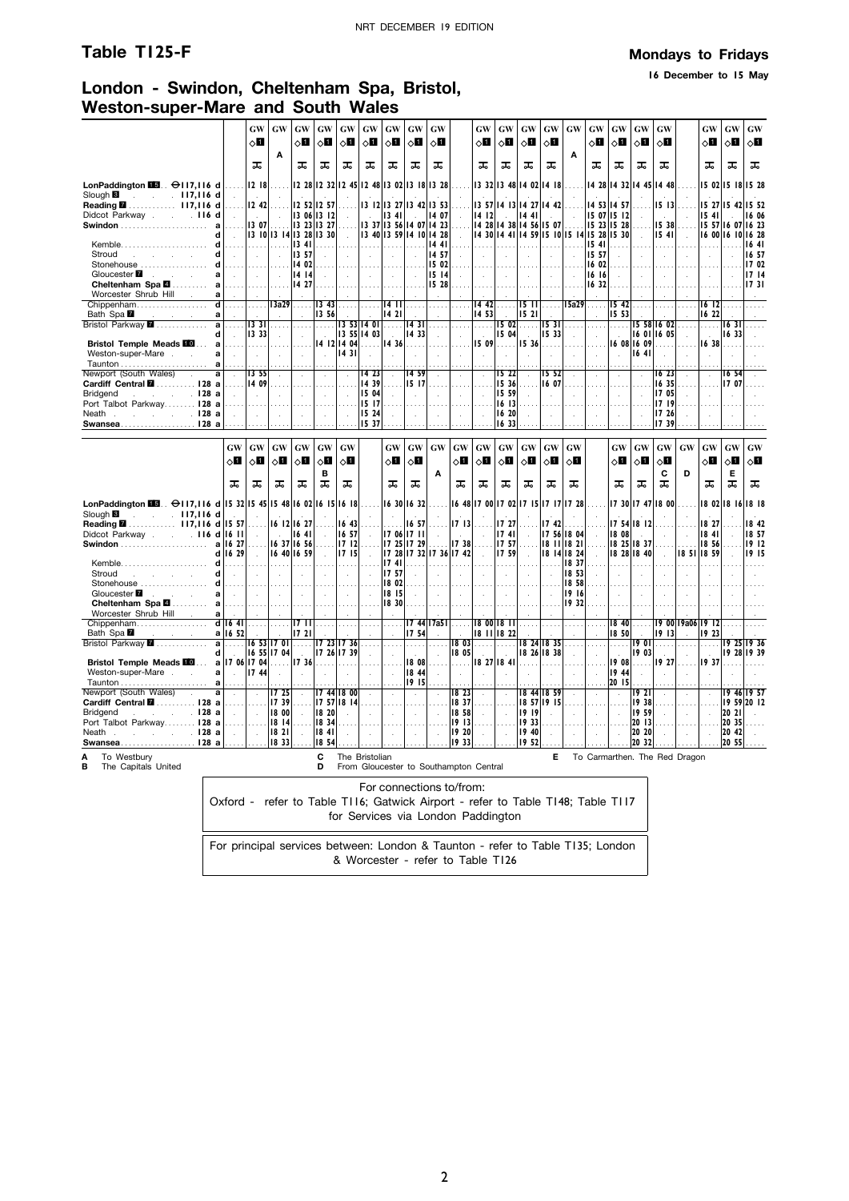# Table T125-F

**Mondays to Fridays**

**16 December to 15 May**

## London - Swindon, Cheltenham Spa, Bristol, Weston-super-Mare and South Wales

| | GW ◇1 | GW A | GW ◇1 | GW ◇1 | GW ◇1 | GW ◇1 | GW ◇1 | GW ◇1 | GW ◇1 | GW ◇1 | GW ◇1 | GW ◇1 | GW ◇1 | GW A | GW ◇1 | GW ◇1 | GW ◇1 | GW ◇1 | GW ◇1 | GW ◇1 | GW ◇1 |
|---|---|---|---|---|---|---|---|---|---|---|---|---|---|---|---|---|---|---|---|---|---|
| LonPaddington 15 ⊖117,116 d | 12 18 | | 12 28 | 12 32 | 12 45 | 12 48 | 13 02 | 13 18 | 13 28 | 13 32 | 13 48 | 14 02 | 14 18 | | 14 28 | 14 32 | 14 45 | 14 48 | 15 02 | 15 18 | 15 28 |
| Slough 3 117,116 d | | | | | | | | | | | | | | | | | | | | | |
| Reading 7 117,116 d | 12 42 | | 12 52 | 12 57 | | 13 12 | 13 27 | 13 42 | 13 53 | 13 57 | 14 13 | 14 27 | 14 42 | | 14 53 | 14 57 | | 15 13 | 15 27 | 15 42 | 15 52 |
| Didcot Parkway 116 d | | | 13 06 | 13 12 | | | 13 41 | | 14 07 | 14 12 | | 14 41 | | | 15 07 | 15 12 | | | 15 41 | | 16 06 |
| Swindon a | 13 07 | | 13 23 | 13 27 | | 13 37 | 13 56 | 14 07 | 14 23 | 14 28 | 14 38 | 14 56 | 15 07 | | 15 23 | 15 28 | | 15 38 | 15 57 | 16 07 | 16 23 |
| Swindon d | 13 10 | 13 14 | 13 28 | 13 30 | | 13 40 | 13 59 | 14 10 | 14 28 | 14 30 | 14 41 | 14 59 | 15 10 | 15 14 | 15 28 | 15 30 | | 15 41 | 16 00 | 16 10 | 16 28 |
| Kemble d | | | 13 41 | | | | | | 14 41 | | | | | | 15 41 | | | | | | 16 41 |
| Stroud d | | | 13 57 | | | | | | 14 57 | | | | | | 15 57 | | | | | | 16 57 |
| Stonehouse d | | | 14 02 | | | | | | 15 02 | | | | | | 16 02 | | | | | | 17 02 |
| Gloucester 7 a | | | 14 14 | | | | | | 15 14 | | | | | | 16 16 | | | | | | 17 14 |
| Cheltenham Spa 4 a | | | 14 27 | | | | | | 15 28 | | | | | | 16 32 | | | | | | 17 31 |
| Worcester Shrub Hill a | | | | | | | | | | | | | | | | | | | | | |
| Chippenham d | | 13a29 | | 13 43 | | | 14 11 | | | 14 42 | | 15 11 | | 15a29 | | 15 42 | | | 16 12 | | |
| Bath Spa 7 a | | | | 13 56 | | | 14 21 | | | 14 53 | | 15 21 | | | | 15 53 | | | 16 22 | | |
| Bristol Parkway 7 a | 13 31 | | | | 13 53 | 14 01 | | 14 31 | | | 15 02 | | 15 31 | | | | 15 58 | 16 02 | | 16 31 | |
| Bristol Parkway 7 d | 13 33 | | | | 13 55 | 14 03 | | 14 33 | | | 15 04 | | 15 33 | | | | 16 01 | 16 05 | | 16 33 | |
| Bristol Temple Meads 10 a | | | | 14 12 | 14 04 | | 14 36 | | | 15 09 | | 15 36 | | | | 16 08 | 16 09 | | 16 38 | | |
| Weston-super-Mare a | | | | | 14 31 | | | | | | | | | | | | 16 41 | | | | |
| Taunton a | | | | | | | | | | | | | | | | | | | | | |
| Newport (South Wales) a | 13 55 | | | | | 14 23 | | 14 59 | | | 15 22 | | 15 52 | | | | | 16 23 | | 16 54 | |
| Cardiff Central 7 128 a | 14 09 | | | | | 14 39 | | 15 17 | | | 15 36 | | 16 07 | | | | | 16 35 | | 17 07 | |
| Bridgend 128 a | | | | | | 15 04 | | | | | 15 59 | | | | | | | 17 05 | | | |
| Port Talbot Parkway 128 a | | | | | | 15 17 | | | | | 16 13 | | | | | | | 17 19 | | | |
| Neath 128 a | | | | | | 15 24 | | | | | 16 20 | | | | | | | 17 26 | | | |
| Swansea 128 a | | | | | | 15 37 | | | | | 16 33 | | | | | | | 17 39 | | | |

| | GW ◇1 | GW ◇1 | GW ◇1 | GW ◇1 | GW ◇1 B | GW ◇1 | GW ◇1 | GW ◇1 | GW A | GW ◇1 | GW ◇1 | GW ◇1 | GW ◇1 | GW ◇1 | GW ◇1 | GW ◇1 | GW ◇1 | GW ◇1 C | GW D | GW ◇1 | GW ◇1 E | GW ◇1 |
|---|---|---|---|---|---|---|---|---|---|---|---|---|---|---|---|---|---|---|---|---|---|---|
| LonPaddington 15 ⊖117,116 d | 15 32 | 15 45 | 15 48 | 16 02 | 16 15 | 16 18 | 16 30 | 16 32 | | 16 48 | 17 00 | 17 02 | 17 15 | 17 17 | 17 28 | 17 30 | 17 47 | 18 00 | | 18 02 | 18 16 | 18 18 |
| Slough 3 117,116 d | | | | | | | | | | | | | | | | | | | | | | |
| Reading 7 117,116 d | 15 57 | | 16 12 | 16 27 | | 16 43 | | 16 57 | | 17 13 | | 17 27 | | 17 42 | | 17 54 | 18 12 | | | 18 27 | | 18 42 |
| Didcot Parkway 116 d | 16 11 | | | 16 41 | | 16 57 | 17 06 | 17 11 | | | | 17 41 | | 17 56 | 18 04 | 18 08 | | | | 18 41 | | 18 57 |
| Swindon a | 16 27 | | 16 37 | 16 56 | | 17 12 | 17 25 | 17 29 | | 17 38 | | 17 57 | | 18 11 | 18 21 | 18 25 | 18 37 | | | 18 56 | | 19 12 |
| Swindon d | 16 29 | | 16 40 | 16 59 | | 17 15 | 17 28 | 17 32 | 17 36 | 17 42 | | 17 59 | | 18 14 | 18 24 | 18 28 | 18 40 | | 18 51 | 18 59 | | 19 15 |
| Kemble d | | | | | | | 17 41 | | | | | | | | 18 37 | | | | | | | |
| Stroud d | | | | | | | 17 57 | | | | | | | | 18 53 | | | | | | | |
| Stonehouse d | | | | | | | 18 02 | | | | | | | | 18 58 | | | | | | | |
| Gloucester 7 a | | | | | | | 18 15 | | | | | | | | 19 16 | | | | | | | |
| Cheltenham Spa 4 a | | | | | | | 18 30 | | | | | | | | 19 32 | | | | | | | |
| Worcester Shrub Hill a | | | | | | | | | | | | | | | | | | | | | | |
| Chippenham d | 16 41 | | | 17 11 | | | | 17 44 | 17a51 | | 18 00 | 18 11 | | | | 18 40 | | 19 00 | 19a06 | 19 12 | | |
| Bath Spa 7 a | 16 52 | | | 17 21 | | | | 17 54 | | | 18 11 | 18 22 | | | | 18 50 | | 19 13 | | 19 23 | | |
| Bristol Parkway 7 a | | 16 53 | 17 01 | | 17 23 | 17 36 | | | | 18 03 | | | 18 24 | 18 35 | | | 19 01 | | | | 19 25 | 19 36 |
| Bristol Parkway 7 d | | 16 55 | 17 04 | | 17 26 | 17 39 | | | | 18 05 | | | 18 26 | 18 38 | | | 19 03 | | | | 19 28 | 19 39 |
| Bristol Temple Meads 10 a | 17 06 | 17 04 | | 17 36 | | | | 18 08 | | | 18 27 | 18 41 | | | | 19 08 | | 19 27 | | 19 37 | | |
| Weston-super-Mare a | | 17 44 | | | | | | 18 44 | | | | | | | | 19 44 | | | | | | |
| Taunton a | | | | | | | | 19 15 | | | | | | | | 20 15 | | | | | | |
| Newport (South Wales) a | | | 17 25 | | 17 44 | 18 00 | | | | 18 23 | | | 18 44 | 18 59 | | | 19 21 | | | | 19 46 | 19 57 |
| Cardiff Central 7 128 a | | | 17 39 | | 17 57 | 18 14 | | | | 18 37 | | | 18 57 | 19 15 | | | 19 38 | | | | 19 59 | 20 12 |
| Bridgend 128 a | | | 18 00 | | 18 20 | | | | | 18 58 | | | 19 19 | | | | 19 59 | | | | 20 21 | |
| Port Talbot Parkway 128 a | | | 18 14 | | 18 34 | | | | | 19 13 | | | 19 33 | | | | 20 13 | | | | 20 35 | |
| Neath 128 a | | | 18 21 | | 18 41 | | | | | 19 20 | | | 19 40 | | | | 20 20 | | | | 20 42 | |
| Swansea 128 a | | | 18 33 | | 18 54 | | | | | 19 33 | | | 19 52 | | | | 20 32 | | | | 20 55 | |

**A** To Westbury
**B** The Capitals United
**C** The Bristolian
**D** From Gloucester to Southampton Central
**E** To Carmarthen. The Red Dragon

For connections to/from:
Oxford - refer to Table T116; Gatwick Airport - refer to Table T148; Table T117 for Services via London Paddington

For principal services between: London & Taunton - refer to Table T135; London & Worcester - refer to Table T126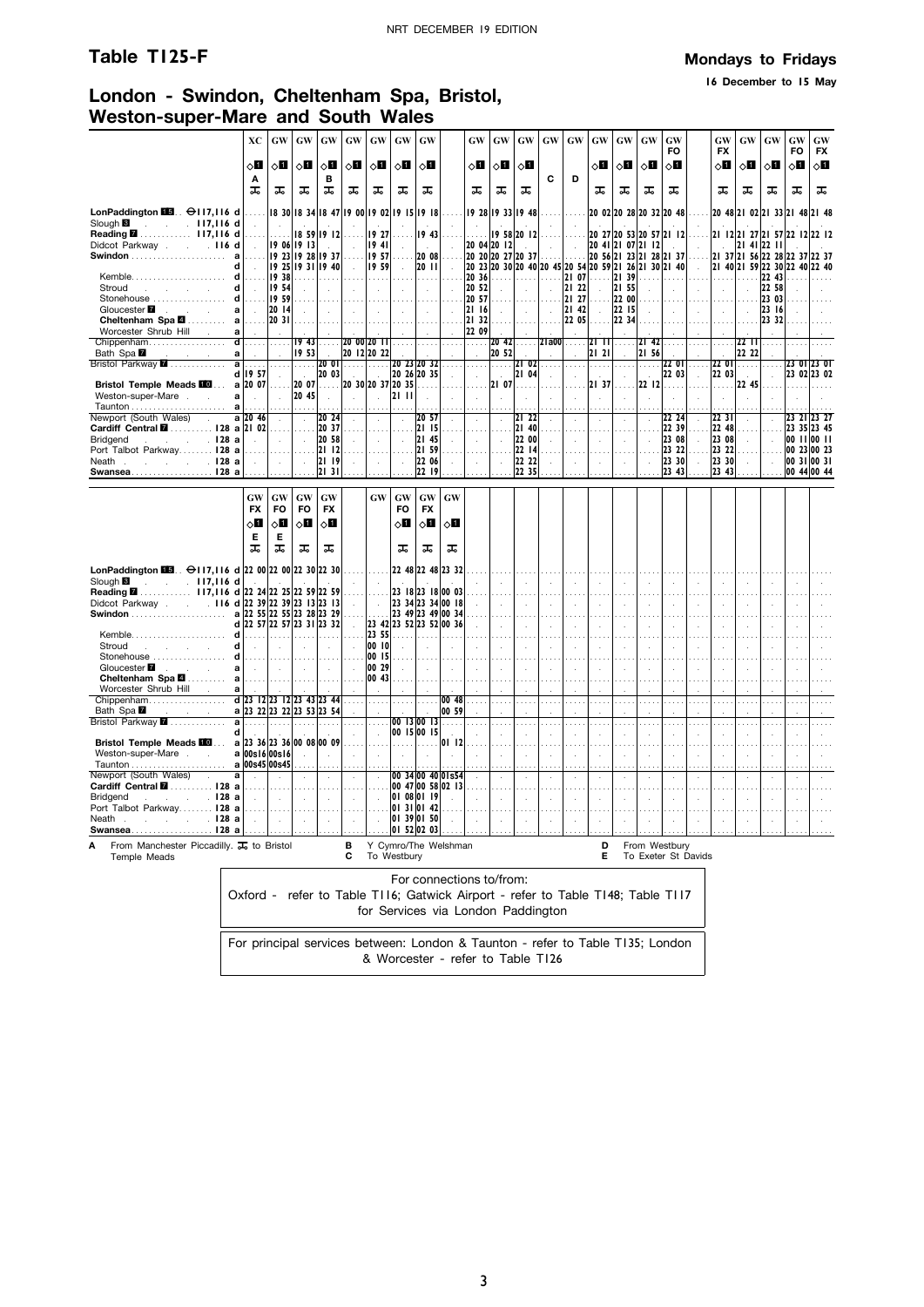# Table T125-F

**Mondays to Fridays**

**16 December to 15 May**

## London - Swindon, Cheltenham Spa, Bristol, Weston-super-Mare and South Wales

| | | XC | GW | GW | GW | GW | GW | GW | GW | GW | GW | GW | GW | GW | GW | GW | GW | GW | GW | GW | GW | GW | GW |
|---|---|---|---|---|---|---|---|---|---|---|---|---|---|---|---|---|---|---|---|---|---|---|---|
| | | | | | | | | | | | | | | | | | | FO | FX | | | FO | FX |
| | | ◇1 | ◇1 | ◇1 | ◇1 | ◇1 | ◇1 | ◇1 | ◇1 | ◇1 | ◇1 | ◇1 | | | ◇1 | ◇1 | ◇1 | ◇1 | ◇1 | ◇1 | ◇1 | ◇1 | ◇1 |
| | | A | | | B | | | | | | | | C | D | | | | | | | | | |
| | | 🍴 | 🍴 | 🍴 | 🍴 | 🍴 | 🍴 | 🍴 | 🍴 | 🍴 | 🍴 | 🍴 | | | 🍴 | 🍴 | 🍴 | 🍴 | 🍴 | 🍴 | 🍴 | 🍴 | 🍴 |
| LonPaddington 15 ⊖117,116 | d | | 18 30 | 18 34 | 18 47 | 19 00 | 19 02 | 19 15 | 19 18 | 19 28 | 19 33 | 19 48 | | | 20 02 | 20 28 | 20 32 | 20 48 | 20 48 | 21 02 | 21 33 | 21 48 | 21 48 |
| Slough 3 117,116 | d | | | | | | | | | | | | | | | | | | | | | | |
| Reading 7 117,116 | d | | | 18 59 | 19 12 | | 19 27 | | 19 43 | | 19 58 | 20 12 | | | 20 27 | 20 53 | 20 57 | 21 12 | 21 12 | 21 27 | 21 57 | 22 12 | 22 12 |
| Didcot Parkway 116 | d | | 19 06 | 19 13 | | | 19 41 | | | 20 04 | 20 12 | | | | 20 41 | 21 07 | 21 12 | | | 21 41 | 22 11 | | |
| Swindon | a | | 19 23 | 19 28 | 19 37 | | 19 57 | | 20 08 | 20 20 | 20 27 | 20 37 | | | 20 56 | 21 23 | 21 28 | 21 37 | 21 37 | 21 56 | 22 28 | 22 37 | 22 37 |
| | d | | 19 25 | 19 31 | 19 40 | | 19 59 | | 20 11 | 20 23 | 20 30 | 20 40 | 20 45 | 20 54 | 20 59 | 21 26 | 21 30 | 21 40 | 21 40 | 21 59 | 22 30 | 22 40 | 22 40 |
| Kemble | d | | 19 38 | | | | | | | 20 36 | | | | 21 07 | | 21 39 | | | | | 22 43 | | |
| Stroud | d | | 19 54 | | | | | | | 20 52 | | | | 21 22 | | 21 55 | | | | | 22 58 | | |
| Stonehouse | d | | 19 59 | | | | | | | 20 57 | | | | 21 27 | | 22 00 | | | | | 23 03 | | |
| Gloucester 7 | a | | 20 14 | | | | | | | 21 16 | | | | 21 42 | | 22 15 | | | | | 23 16 | | |
| Cheltenham Spa 4 | a | | 20 31 | | | | | | | 21 32 | | | | 22 05 | | 22 34 | | | | | 23 32 | | |
| Worcester Shrub Hill | a | | | | | | | | | 22 09 | | | | | | | | | | | | | |
| Chippenham | d | | | 19 43 | | 20 00 | 20 11 | | | | 20 42 | | 21a00 | | 21 11 | | 21 42 | | | 22 11 | | | |
| Bath Spa 7 | a | | | 19 53 | | 20 12 | 20 22 | | | | 20 52 | | | | 21 21 | | 21 56 | | | 22 22 | | | |
| Bristol Parkway 7 | a | | | | 20 01 | | | 20 23 | 20 32 | | | 21 02 | | | | | | 22 01 | 22 01 | | | 23 01 | 23 01 |
| | d | 19 57 | | | 20 03 | | | 20 26 | 20 35 | | | 21 04 | | | | | | 22 03 | 22 03 | | | 23 02 | 23 02 |
| Bristol Temple Meads 10 | a | 20 07 | | 20 07 | | 20 30 | 20 37 | 20 35 | | | 21 07 | | | | 21 37 | | 22 12 | | | 22 45 | | | |
| Weston-super-Mare | a | | | 20 45 | | | | 21 11 | | | | | | | | | | | | | | | |
| Taunton | a | | | | | | | | | | | | | | | | | | | | | | |
| Newport (South Wales) | a | 20 46 | | | 20 24 | | | | 20 57 | | | 21 22 | | | | | | 22 24 | 22 31 | | | 23 21 | 23 27 |
| Cardiff Central 7 128 | a | 21 02 | | | 20 37 | | | | 21 15 | | | 21 40 | | | | | | 22 39 | 22 48 | | | 23 35 | 23 45 |
| Bridgend 128 | a | | | | 20 58 | | | | 21 45 | | | 22 00 | | | | | | 23 08 | 23 08 | | | 00 11 | 00 11 |
| Port Talbot Parkway 128 | a | | | | 21 12 | | | | 21 59 | | | 22 14 | | | | | | 23 22 | 23 22 | | | 00 23 | 00 23 |
| Neath 128 | a | | | | 21 19 | | | | 22 06 | | | 22 22 | | | | | | 23 30 | 23 30 | | | 00 31 | 00 31 |
| Swansea 128 | a | | | | 21 31 | | | | 22 19 | | | 22 35 | | | | | | 23 43 | 23 43 | | | 00 44 | 00 44 |

| | | GW | GW | GW | GW | GW | GW | GW | GW |
|---|---|---|---|---|---|---|---|---|---|
| | | FX | FO | FO | FX | | FO | FX | |
| | | ◇1 | ◇1 | ◇1 | ◇1 | | ◇1 | ◇1 | ◇1 |
| | | E | E | | | | | | |
| | | 🍴 | 🍴 | 🍴 | 🍴 | | 🍴 | 🍴 | 🍴 |
| LonPaddington 15 ⊖117,116 | d | 22 00 | 22 00 | 22 30 | 22 30 | | 22 48 | 22 48 | 23 32 |
| Slough 3 117,116 | d | | | | | | | | |
| Reading 7 117,116 | d | 22 24 | 22 25 | 22 59 | 22 59 | | 23 18 | 23 18 | 00 03 |
| Didcot Parkway 116 | d | 22 39 | 22 39 | 23 13 | 23 13 | | 23 34 | 23 34 | 00 18 |
| Swindon | a | 22 55 | 22 55 | 23 28 | 23 29 | | 23 49 | 23 49 | 00 34 |
| | d | 22 57 | 22 57 | 23 31 | 23 32 | 23 42 | 23 52 | 23 52 | 00 36 |
| Kemble | d | | | | | 23 55 | | | |
| Stroud | d | | | | | 00 10 | | | |
| Stonehouse | d | | | | | 00 15 | | | |
| Gloucester 7 | a | | | | | 00 29 | | | |
| Cheltenham Spa 4 | a | | | | | 00 43 | | | |
| Worcester Shrub Hill | a | | | | | | | | |
| Chippenham | d | 23 12 | 23 12 | 23 43 | 23 44 | | | | 00 48 |
| Bath Spa 7 | a | 23 22 | 23 22 | 23 53 | 23 54 | | | | 00 59 |
| Bristol Parkway 7 | a | | | | | | 00 13 | 00 13 | |
| | d | | | | | | 00 15 | 00 15 | |
| Bristol Temple Meads 10 | a | 23 36 | 23 36 | 00 08 | 00 09 | | | | 01 12 |
| Weston-super-Mare | a | 00s16 | 00s16 | | | | | | |
| Taunton | a | 00s45 | 00s45 | | | | | | |
| Newport (South Wales) | a | | | | | | 00 34 | 00 40 | 01s54 |
| Cardiff Central 7 128 | a | | | | | | 00 47 | 00 58 | 02 13 |
| Bridgend 128 | a | | | | | | 01 08 | 01 19 | |
| Port Talbot Parkway 128 | a | | | | | | 01 31 | 01 42 | |
| Neath 128 | a | | | | | | 01 39 | 01 50 | |
| Swansea 128 | a | | | | | | 01 52 | 02 03 | |

**A** From Manchester Piccadilly. 🍴 to Bristol Temple Meads
**B** Y Cymro/The Welshman
**C** To Westbury
**D** From Westbury
**E** To Exeter St Davids

For connections to/from:
Oxford - refer to Table T116; Gatwick Airport - refer to Table T148; Table T117 for Services via London Paddington

For principal services between: London & Taunton - refer to Table T135; London & Worcester - refer to Table T126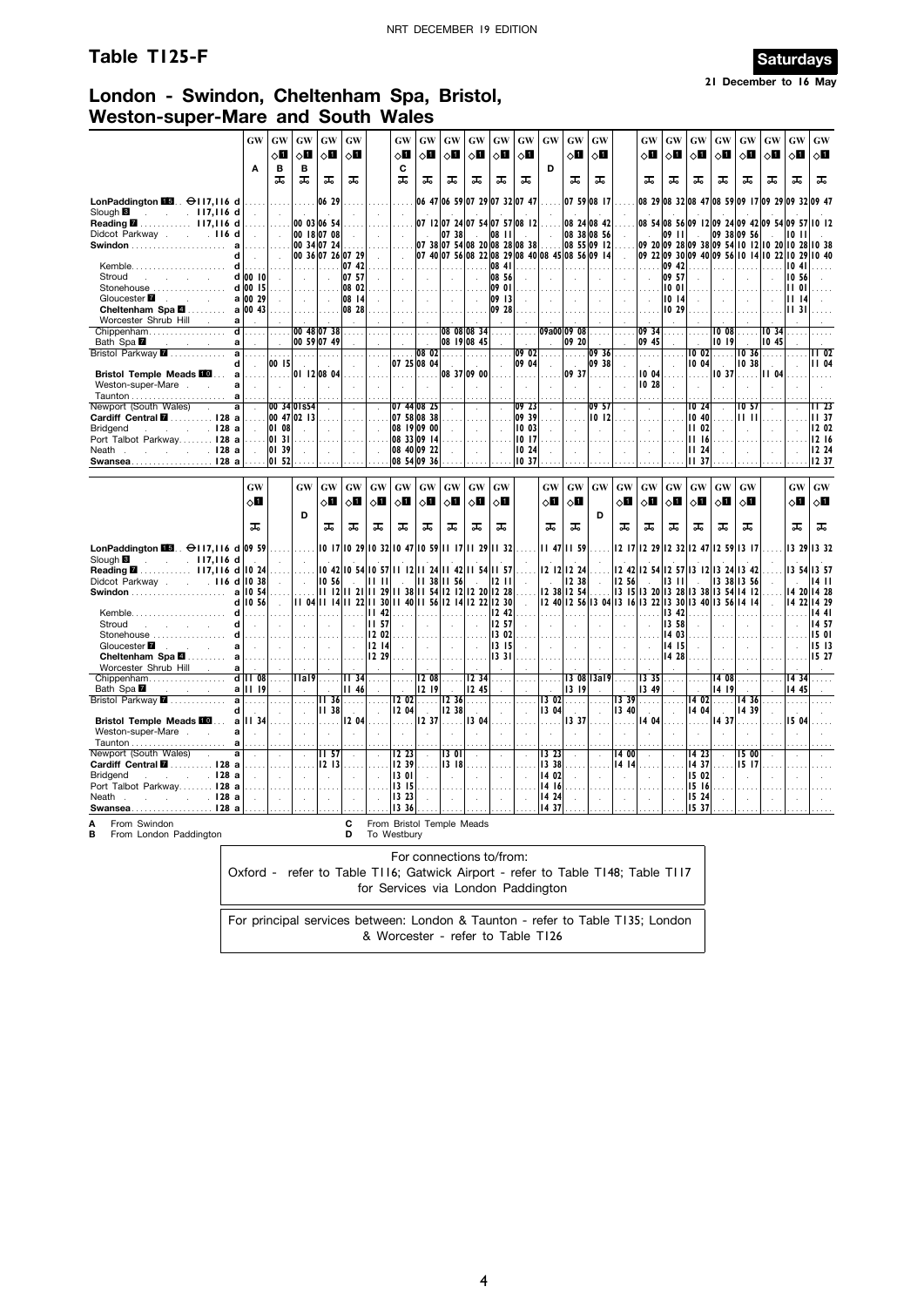## Table T125-F

**Saturdays**

**21 December to 16 May**

# London - Swindon, Cheltenham Spa, Bristol, Weston-super-Mare and South Wales

| | GW | GW | GW | GW | GW | | GW | GW | GW | GW | GW | GW | GW | GW | GW | | GW | GW | GW | GW | GW | GW | GW | GW |
|---|---|---|---|---|---|---|---|---|---|---|---|---|---|---|---|---|---|---|---|---|---|---|---|---|
| | | ◇1 | ◇1 | ◇1 | ◇1 | | ◇1 | ◇1 | ◇1 | ◇1 | ◇1 | ◇1 | | ◇1 | ◇1 | | ◇1 | ◇1 | ◇1 | ◇1 | ◇1 | ◇1 | ◇1 | ◇1 |
| | A | B | B | | | | C | | | | | | D | | | | | | | | | | | |
| | | ⇌ | ⇌ | ⇌ | ⇌ | | ⇌ | ⇌ | ⇌ | ⇌ | ⇌ | ⇌ | | ⇌ | ⇌ | | ⇌ | ⇌ | ⇌ | ⇌ | ⇌ | ⇌ | ⇌ | ⇌ |
| LonPaddington 15 ⊖117,116 d | | | | 06 29 | | | | 06 47 | 06 59 | 07 29 | 07 32 | 07 47 | | 07 59 | 08 17 | | 08 29 | 08 32 | 08 47 | 08 59 | 09 17 | 09 29 | 09 32 | 09 47 |
| Slough 3 117,116 d | | | | | | | | | | | | | | | | | | | | | | | | |
| Reading 7 117,116 d | | | 00 03 | 06 54 | | | | 07 12 | 07 24 | 07 54 | 07 57 | 08 12 | | 08 24 | 08 42 | | 08 54 | 08 56 | 09 12 | 09 24 | 09 42 | 09 54 | 09 57 | 10 12 |
| Didcot Parkway 116 d | | | 00 18 | 07 08 | | | | | 07 38 | | 08 11 | | | 08 38 | 08 56 | | | 09 11 | | 09 38 | 09 56 | | 10 11 | |
| Swindon a | | | 00 34 | 07 24 | | | | 07 38 | 07 54 | 08 20 | 08 28 | 08 38 | | 08 55 | 09 12 | | 09 20 | 09 28 | 09 38 | 09 54 | 10 12 | 10 20 | 10 28 | 10 38 |
| Swindon d | | | 00 36 | 07 26 | 07 29 | | | 07 40 | 07 56 | 08 22 | 08 29 | 08 40 | 08 45 | 08 56 | 09 14 | | 09 22 | 09 30 | 09 40 | 09 56 | 10 14 | 10 22 | 10 29 | 10 40 |
| Kemble d | | | | | 07 42 | | | | | | 08 41 | | | | | | | 09 42 | | | | | 10 41 | |
| Stroud d | 00 10 | | | | 07 57 | | | | | | 08 56 | | | | | | | 09 57 | | | | | 10 56 | |
| Stonehouse d | 00 15 | | | | 08 02 | | | | | | 09 01 | | | | | | | 10 01 | | | | | 11 01 | |
| Gloucester 7 a | 00 29 | | | | 08 14 | | | | | | 09 13 | | | | | | | 10 14 | | | | | 11 14 | |
| Cheltenham Spa 4 a | 00 43 | | | | 08 28 | | | | | | 09 28 | | | | | | | 10 29 | | | | | 11 31 | |
| Worcester Shrub Hill a | | | | | | | | | | | | | | | | | | | | | | | | |
| Chippenham d | | | 00 48 | 07 38 | | | | | 08 08 | 08 34 | | | 09a00 | 09 08 | | | 09 34 | | | 10 08 | | 10 34 | | |
| Bath Spa 7 a | | | 00 59 | 07 49 | | | | | 08 19 | 08 45 | | | | 09 20 | | | 09 45 | | | 10 19 | | 10 45 | | |
| Bristol Parkway 7 a | | | | | | | | 08 02 | | | | 09 02 | | | 09 36 | | | | 10 02 | | 10 36 | | | 11 02 |
| Bristol Parkway 7 d | | 00 15 | | | | | 07 25 | 08 04 | | | | 09 04 | | | 09 38 | | | | 10 04 | | 10 38 | | | 11 04 |
| Bristol Temple Meads 10 a | | | 01 12 | 08 04 | | | | | 08 37 | 09 00 | | | | 09 37 | | | 10 04 | | | 10 37 | | 11 04 | | |
| Weston-super-Mare a | | | | | | | | | | | | | | | | | 10 28 | | | | | | | |
| Taunton a | | | | | | | | | | | | | | | | | | | | | | | | |
| Newport (South Wales) a | | 00 34 | 01s54 | | | | 07 44 | 08 25 | | | | 09 23 | | | 09 57 | | | | 10 24 | | 10 57 | | | 11 23 |
| Cardiff Central 7 128 a | | 00 47 | 02 13 | | | | 07 58 | 08 38 | | | | 09 39 | | | 10 12 | | | | 10 40 | | 11 11 | | | 11 37 |
| Bridgend 128 a | | 01 08 | | | | | 08 19 | 09 00 | | | | 10 03 | | | | | | | 11 02 | | | | | 12 02 |
| Port Talbot Parkway 128 a | | 01 31 | | | | | 08 33 | 09 14 | | | | 10 17 | | | | | | | 11 16 | | | | | 12 16 |
| Neath 128 a | | 01 39 | | | | | 08 40 | 09 22 | | | | 10 24 | | | | | | | 11 24 | | | | | 12 24 |
| Swansea 128 a | | 01 52 | | | | | 08 54 | 09 36 | | | | 10 37 | | | | | | | 11 37 | | | | | 12 37 |

| | GW | | GW | GW | GW | GW | GW | GW | GW | GW | GW | | GW | GW | GW | GW | GW | GW | GW | GW | GW | | GW | GW |
|---|---|---|---|---|---|---|---|---|---|---|---|---|---|---|---|---|---|---|---|---|---|---|---|---|
| | ◇1 | | | ◇1 | ◇1 | ◇1 | ◇1 | ◇1 | ◇1 | ◇1 | ◇1 | | ◇1 | ◇1 | | ◇1 | ◇1 | ◇1 | ◇1 | ◇1 | ◇1 | | ◇1 | ◇1 |
| | | | D | | | | | | | | | | | | D | | | | | | | | | |
| | ⇌ | | | ⇌ | ⇌ | ⇌ | ⇌ | ⇌ | ⇌ | ⇌ | ⇌ | | ⇌ | ⇌ | | ⇌ | ⇌ | ⇌ | ⇌ | ⇌ | ⇌ | | ⇌ | ⇌ |
| LonPaddington 15 ⊖117,116 d | 09 59 | | | 10 17 | 10 29 | 10 32 | 10 47 | 10 59 | 11 17 | 11 29 | 11 32 | | 11 47 | 11 59 | | 12 17 | 12 29 | 12 32 | 12 47 | 12 59 | 13 17 | | 13 29 | 13 32 |
| Slough 3 117,116 d | | | | | | | | | | | | | | | | | | | | | | | | |
| Reading 7 117,116 d | 10 24 | | | 10 42 | 10 54 | 10 57 | 11 12 | 11 24 | 11 42 | 11 54 | 11 57 | | 12 12 | 12 24 | | 12 42 | 12 54 | 12 57 | 13 12 | 13 24 | 13 42 | | 13 54 | 13 57 |
| Didcot Parkway 116 d | 10 38 | | | 10 56 | | 11 11 | | 11 38 | 11 56 | | 12 11 | | | 12 38 | | 12 56 | | 13 11 | | 13 38 | 13 56 | | | 14 11 |
| Swindon a | 10 54 | | | 11 12 | 11 21 | 11 29 | 11 38 | 11 54 | 12 12 | 12 20 | 12 28 | | 12 38 | 12 54 | | 13 15 | 13 20 | 13 28 | 13 38 | 13 54 | 14 12 | | 14 20 | 14 28 |
| Swindon d | 10 56 | | 11 04 | 11 14 | 11 22 | 11 30 | 11 40 | 11 56 | 12 14 | 12 22 | 12 30 | | 12 40 | 12 56 | 13 04 | 13 16 | 13 22 | 13 30 | 13 40 | 13 56 | 14 14 | | 14 22 | 14 29 |
| Kemble d | | | | | | 11 42 | | | | | 12 42 | | | | | | | 13 42 | | | | | | 14 41 |
| Stroud d | | | | | | 11 57 | | | | | 12 57 | | | | | | | 13 58 | | | | | | 14 57 |
| Stonehouse d | | | | | | 12 02 | | | | | 13 02 | | | | | | | 14 03 | | | | | | 15 01 |
| Gloucester 7 a | | | | | | 12 14 | | | | | 13 15 | | | | | | | 14 15 | | | | | | 15 13 |
| Cheltenham Spa 4 a | | | | | | 12 29 | | | | | 13 31 | | | | | | | 14 28 | | | | | | 15 27 |
| Worcester Shrub Hill a | | | | | | | | | | | | | | | | | | | | | | | | |
| Chippenham d | 11 08 | | 11a19 | | 11 34 | | | 12 08 | | 12 34 | | | | 13 08 | 13a19 | | 13 35 | | | 14 08 | | | 14 34 | |
| Bath Spa 7 a | 11 19 | | | | 11 46 | | | 12 19 | | 12 45 | | | | 13 19 | | | 13 49 | | | 14 19 | | | 14 45 | |
| Bristol Parkway 7 a | | | | 11 36 | | | 12 02 | | 12 36 | | | | 13 02 | | | 13 39 | | | 14 02 | | 14 36 | | | |
| Bristol Parkway 7 d | | | | 11 38 | | | 12 04 | | 12 38 | | | | 13 04 | | | 13 40 | | | 14 04 | | 14 39 | | | |
| Bristol Temple Meads 10 a | 11 34 | | | | 12 04 | | | 12 37 | | 13 04 | | | | 13 37 | | | 14 04 | | | 14 37 | | | 15 04 | |
| Weston-super-Mare a | | | | | | | | | | | | | | | | | | | | | | | | |
| Taunton a | | | | | | | | | | | | | | | | | | | | | | | | |
| Newport (South Wales) a | | | | 11 57 | | | 12 23 | | 13 01 | | | | 13 23 | | | 14 00 | | | 14 23 | | 15 00 | | | |
| Cardiff Central 7 128 a | | | | 12 13 | | | 12 39 | | 13 18 | | | | 13 38 | | | 14 14 | | | 14 37 | | 15 17 | | | |
| Bridgend 128 a | | | | | | | 13 01 | | | | | | 14 02 | | | | | | 15 02 | | | | | |
| Port Talbot Parkway 128 a | | | | | | | 13 15 | | | | | | 14 16 | | | | | | 15 16 | | | | | |
| Neath 128 a | | | | | | | 13 23 | | | | | | 14 24 | | | | | | 15 24 | | | | | |
| Swansea 128 a | | | | | | | 13 36 | | | | | | 14 37 | | | | | | 15 37 | | | | | |

**A** From Swindon
**B** From London Paddington
**C** From Bristol Temple Meads
**D** To Westbury

For connections to/from:
Oxford - refer to Table T116; Gatwick Airport - refer to Table T148; Table T117 for Services via London Paddington

For principal services between: London & Taunton - refer to Table T135; London & Worcester - refer to Table T126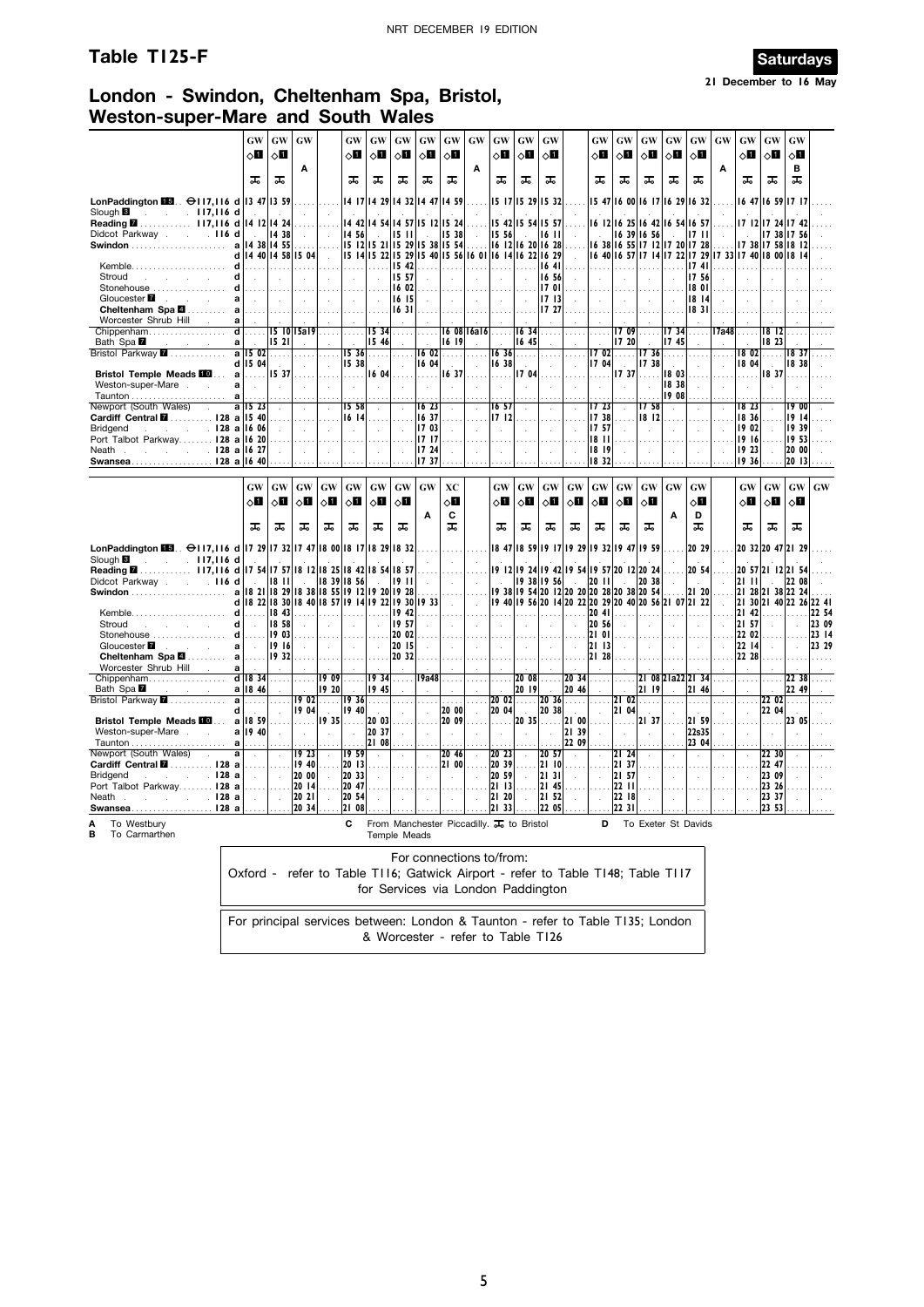# Table T125-F

**Saturdays**

**21 December to 16 May**

## London - Swindon, Cheltenham Spa, Bristol, Weston-super-Mare and South Wales

| | | GW | GW | GW | GW | GW | GW | GW | GW | GW | GW | GW | GW | GW | GW | GW | GW | GW | GW | GW | GW | GW |
|---|---|---|---|---|---|---|---|---|---|---|---|---|---|---|---|---|---|---|---|---|---|---|
| | | ◇1 | ◇1 | | ◇1 | ◇1 | ◇1 | ◇1 | ◇1 | | ◇1 | ◇1 | ◇1 | ◇1 | ◇1 | ◇1 | ◇1 | ◇1 | | ◇1 | ◇1 | ◇1 |
| | | | | A | | | | | | A | | | | | | | | | A | | | B |
| | | 🚲 | 🚲 | | 🚲 | 🚲 | 🚲 | 🚲 | 🚲 | | 🚲 | 🚲 | 🚲 | 🚲 | 🚲 | 🚲 | 🚲 | 🚲 | | 🚲 | 🚲 | 🚲 |
| **LonPaddington 15** ⊖117,116 | d | 13 47 | 13 59 | | 14 17 | 14 29 | 14 32 | 14 47 | 14 59 | | 15 17 | 15 29 | 15 32 | 15 47 | 16 00 | 16 17 | 16 29 | 16 32 | | 16 47 | 16 59 | 17 17 |
| Slough 3 117,116 | d | | | | | | | | | | | | | | | | | | | | | |
| **Reading 7** 117,116 | d | 14 12 | 14 24 | | 14 42 | 14 54 | 14 57 | 15 12 | 15 24 | | 15 42 | 15 54 | 15 57 | 16 12 | 16 25 | 16 42 | 16 54 | 16 57 | | 17 12 | 17 24 | 17 42 |
| Didcot Parkway 116 | d | | 14 38 | | 14 56 | | 15 11 | | 15 38 | | 15 56 | | 16 11 | | 16 39 | 16 56 | | 17 11 | | | 17 38 | 17 56 |
| **Swindon** | a | 14 38 | 14 55 | | 15 12 | 15 21 | 15 29 | 15 38 | 15 54 | | 16 12 | 16 20 | 16 28 | 16 38 | 16 55 | 17 12 | 17 20 | 17 28 | | 17 38 | 17 58 | 18 12 |
| | d | 14 40 | 14 58 | 15 04 | 15 14 | 15 22 | 15 29 | 15 40 | 15 56 | 16 01 | 16 14 | 16 22 | 16 29 | 16 40 | 16 57 | 17 14 | 17 22 | 17 29 | 17 33 | 17 40 | 18 00 | 18 14 |
| Kemble | d | | | | | | 15 42 | | | | | | 16 41 | | | | | 17 41 | | | | |
| Stroud | d | | | | | | 15 57 | | | | | | 16 56 | | | | | 17 56 | | | | |
| Stonehouse | d | | | | | | 16 02 | | | | | | 17 01 | | | | | 18 01 | | | | |
| Gloucester 7 | a | | | | | | 16 15 | | | | | | 17 13 | | | | | 18 14 | | | | |
| **Cheltenham Spa 4** | a | | | | | | 16 31 | | | | | | 17 27 | | | | | 18 31 | | | | |
| Worcester Shrub Hill | a | | | | | | | | | | | | | | | | | | | | | |
| Chippenham | d | | 15 10 | 15a19 | | 15 34 | | | 16 08 | 16a16 | | 16 34 | | | 17 09 | | 17 34 | | 17a48 | | 18 12 | |
| Bath Spa 7 | a | | 15 21 | | | 15 46 | | | 16 19 | | | 16 45 | | | 17 20 | | 17 45 | | | | 18 23 | |
| Bristol Parkway 7 | a | 15 02 | | | 15 36 | | | 16 02 | | | 16 36 | | | 17 02 | | 17 36 | | | | 18 02 | | 18 37 |
| | d | 15 04 | | | 15 38 | | | 16 04 | | | 16 38 | | | 17 04 | | 17 38 | | | | 18 04 | | 18 38 |
| **Bristol Temple Meads 10** | a | | 15 37 | | | 16 04 | | | 16 37 | | | 17 04 | | | 17 37 | | 18 03 | | | | 18 37 | |
| Weston-super-Mare | a | | | | | | | | | | | | | | | | 18 38 | | | | | |
| Taunton | a | | | | | | | | | | | | | | | | 19 08 | | | | | |
| Newport (South Wales) | a | 15 23 | | | 15 58 | | | 16 23 | | | 16 57 | | | 17 23 | | 17 58 | | | | 18 23 | | 19 00 |
| **Cardiff Central 7** 128 | a | 15 40 | | | 16 14 | | | 16 37 | | | 17 12 | | | 17 38 | | 18 12 | | | | 18 36 | | 19 14 |
| Bridgend 128 | a | 16 06 | | | | | | 17 03 | | | | | | 17 57 | | | | | | 19 02 | | 19 39 |
| Port Talbot Parkway 128 | a | 16 20 | | | | | | 17 17 | | | | | | 18 11 | | | | | | 19 16 | | 19 53 |
| Neath 128 | a | 16 27 | | | | | | 17 24 | | | | | | 18 19 | | | | | | 19 23 | | 20 00 |
| **Swansea** 128 | a | 16 40 | | | | | | 17 37 | | | | | | 18 32 | | | | | | 19 36 | | 20 13 |

| | | GW | GW | GW | GW | GW | GW | GW | GW | XC | GW | GW | GW | GW | GW | GW | GW | GW | GW | GW | GW | GW | GW |
|---|---|---|---|---|---|---|---|---|---|---|---|---|---|---|---|---|---|---|---|---|---|---|---|
| | | ◇1 | ◇1 | ◇1 | ◇1 | ◇1 | ◇1 | ◇1 | | ◇1 | ◇1 | ◇1 | ◇1 | ◇1 | ◇1 | ◇1 | ◇1 | | ◇1 | ◇1 | ◇1 | ◇1 | |
| | | | | | | | | | A | C | | | | | | | | A | D | | | | |
| | | 🚲 | 🚲 | 🚲 | 🚲 | 🚲 | 🚲 | 🚲 | | 🚲 | 🚲 | 🚲 | 🚲 | 🚲 | 🚲 | 🚲 | 🚲 | | 🚲 | 🚲 | 🚲 | 🚲 | |
| **LonPaddington 15** ⊖117,116 | d | 17 29 | 17 32 | 17 47 | 18 00 | 18 17 | 18 29 | 18 32 | | | 18 47 | 18 59 | 19 17 | 19 29 | 19 32 | 19 47 | 19 59 | | 20 29 | 20 32 | 20 47 | 21 29 | |
| Slough 3 117,116 | d | | | | | | | | | | | | | | | | | | | | | | |
| **Reading 7** 117,116 | d | 17 54 | 17 57 | 18 12 | 18 25 | 18 42 | 18 54 | 18 57 | | | 19 12 | 19 24 | 19 42 | 19 54 | 19 57 | 20 12 | 20 24 | | 20 54 | 20 57 | 21 12 | 21 54 | |
| Didcot Parkway 116 | d | | 18 11 | | 18 39 | 18 56 | | 19 11 | | | | 19 38 | 19 56 | | 20 11 | | 20 38 | | | 21 11 | | 22 08 | |
| **Swindon** | a | 18 21 | 18 29 | 18 38 | 18 55 | 19 12 | 19 20 | 19 28 | | | 19 38 | 19 54 | 20 12 | 20 20 | 20 28 | 20 38 | 20 54 | | 21 20 | 21 28 | 21 38 | 22 24 | |
| | d | 18 22 | 18 30 | 18 40 | 18 57 | 19 14 | 19 22 | 19 30 | 19 33 | | 19 40 | 19 56 | 20 14 | 20 22 | 20 29 | 20 40 | 20 56 | 21 07 | 21 22 | 21 30 | 21 40 | 22 26 | 22 41 |
| Kemble | d | | 18 43 | | | | | 19 42 | | | | | | | 20 41 | | | | | 21 42 | | | 22 54 |
| Stroud | d | | 18 58 | | | | | 19 57 | | | | | | | 20 56 | | | | | 21 57 | | | 23 09 |
| Stonehouse | d | | 19 03 | | | | | 20 02 | | | | | | | 21 01 | | | | | 22 02 | | | 23 14 |
| Gloucester 7 | a | | 19 16 | | | | | 20 15 | | | | | | | 21 13 | | | | | 22 14 | | | 23 29 |
| **Cheltenham Spa 4** | a | | 19 32 | | | | | 20 32 | | | | | | | 21 28 | | | | | 22 28 | | | |
| Worcester Shrub Hill | a | | | | | | | | | | | | | | | | | | | | | | |
| Chippenham | d | 18 34 | | | 19 09 | | 19 34 | | 19a48 | | | 20 08 | | 20 34 | | | 21 08 | 21a22 | 21 34 | | | 22 38 | |
| Bath Spa 7 | a | 18 46 | | | 19 20 | | 19 45 | | | | | 20 19 | | 20 46 | | | 21 19 | | 21 46 | | | 22 49 | |
| Bristol Parkway 7 | a | | | 19 02 | | 19 36 | | | | | 20 02 | | 20 36 | | | 21 02 | | | | | 22 02 | | |
| | d | | | 19 04 | | 19 40 | | | | 20 00 | 20 04 | | 20 38 | | | 21 04 | | | | | 22 04 | | |
| **Bristol Temple Meads 10** | a | 18 59 | | | 19 35 | | 20 03 | | | 20 09 | | 20 35 | | 21 00 | | | 21 37 | | 21 59 | | | 23 05 | |
| Weston-super-Mare | a | 19 40 | | | | | 20 37 | | | | | | | 21 39 | | | | | 22s35 | | | | |
| Taunton | a | | | | | | 21 08 | | | | | | | 22 09 | | | | | 23 04 | | | | |
| Newport (South Wales) | a | | | 19 23 | | 19 59 | | | | 20 46 | 20 23 | | 20 57 | | | 21 24 | | | | | 22 30 | | |
| **Cardiff Central 7** 128 | a | | | 19 40 | | 20 13 | | | | 21 00 | 20 39 | | 21 10 | | | 21 37 | | | | | 22 47 | | |
| Bridgend 128 | a | | | 20 00 | | 20 33 | | | | | 20 59 | | 21 31 | | | 21 57 | | | | | 23 09 | | |
| Port Talbot Parkway 128 | a | | | 20 14 | | 20 47 | | | | | 21 13 | | 21 45 | | | 22 11 | | | | | 23 26 | | |
| Neath 128 | a | | | 20 21 | | 20 54 | | | | | 21 20 | | 21 52 | | | 22 18 | | | | | 23 37 | | |
| **Swansea** 128 | a | | | 20 34 | | 21 08 | | | | | 21 33 | | 22 05 | | | 22 31 | | | | | 23 53 | | |

**A** To Westbury
**B** To Carmarthen
**C** From Manchester Piccadilly. 🚲 to Bristol Temple Meads
**D** To Exeter St Davids

For connections to/from:
Oxford - refer to Table T116; Gatwick Airport - refer to Table T148; Table T117 for Services via London Paddington

For principal services between: London & Taunton - refer to Table T135; London & Worcester - refer to Table T126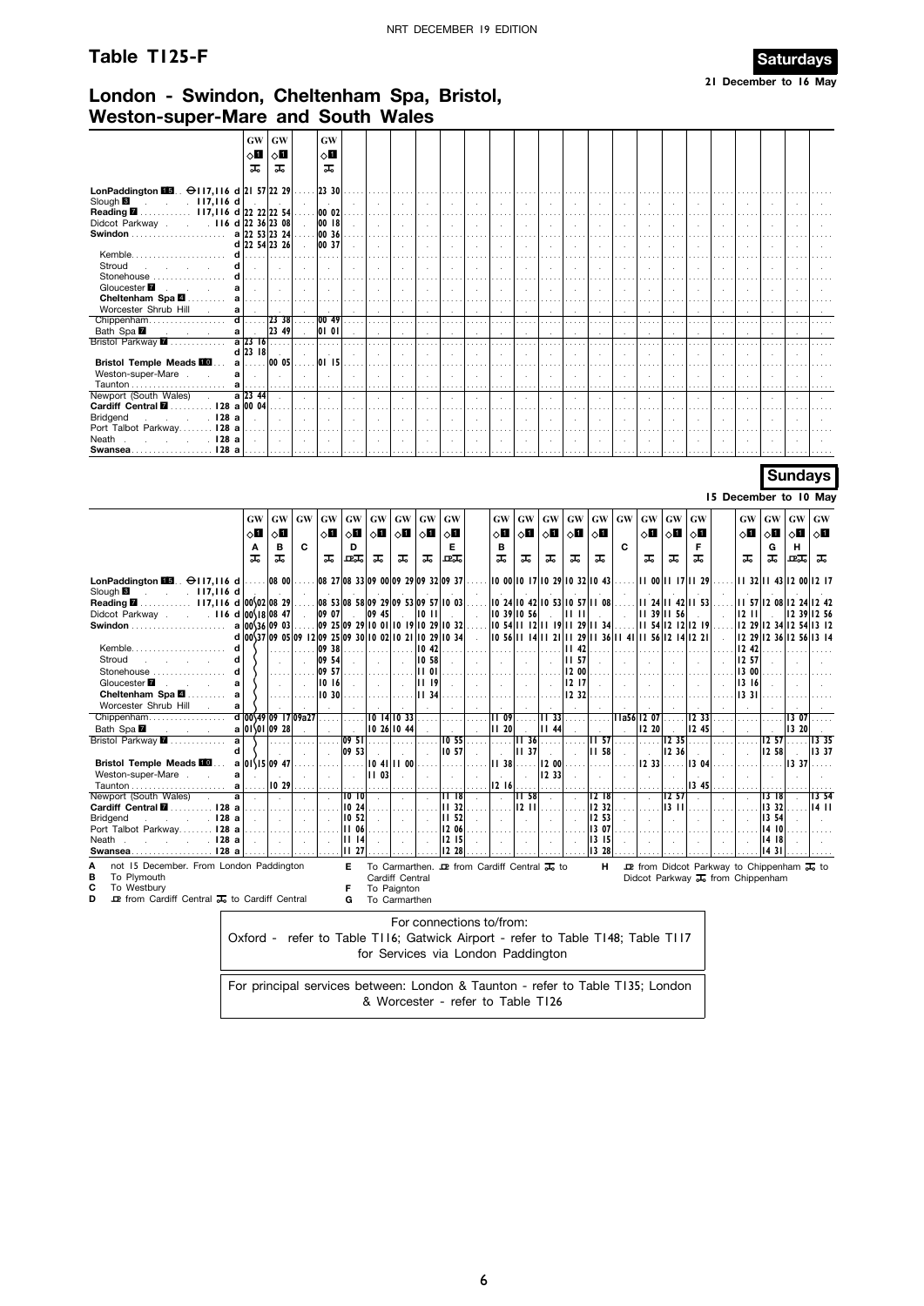# Table T125-F

## London - Swindon, Cheltenham Spa, Bristol, Weston-super-Mare and South Wales

**Saturdays**

21 December to 16 May

| | | GW ◇1 | GW ◇1 | GW ◇1 |
|---|---|---|---|---|
| LonPaddington 15 ⊖117,116 | d | 21 57 | 22 29 | 23 30 |
| Slough 8 117,116 | d | | | |
| Reading 7 117,116 | d | 22 22 | 22 54 | 00 02 |
| Didcot Parkway 116 | d | 22 36 | 23 08 | 00 18 |
| Swindon | a | 22 53 | 23 24 | 00 36 |
| | d | 22 54 | 23 26 | 00 37 |
| Kemble | d | | | |
| Stroud | d | | | |
| Stonehouse | d | | | |
| Gloucester 7 | a | | | |
| Cheltenham Spa 4 | a | | | |
| Worcester Shrub Hill | a | | | |
| Chippenham | d | | 23 38 | 00 49 |
| Bath Spa 7 | a | | 23 49 | 01 01 |
| Bristol Parkway 7 | a | 23 16 | | |
| | d | 23 18 | | |
| Bristol Temple Meads 10 | a | | 00 05 | 01 15 |
| Weston-super-Mare | a | | | |
| Taunton | a | | | |
| Newport (South Wales) | a | 23 44 | | |
| Cardiff Central 7 128 | a | 00 04 | | |
| Bridgend 128 | a | | | |
| Port Talbot Parkway 128 | a | | | |
| Neath 128 | a | | | |
| Swansea 128 | a | | | |

**Sundays**

15 December to 10 May

| | | GW ◇1 A | GW ◇1 B | GW C | GW ◇1 | GW ◇1 D | GW ◇1 | GW ◇1 | GW ◇1 | GW ◇1 E | GW ◇1 B | GW ◇1 | GW ◇1 | GW ◇1 | GW ◇1 | GW C | GW ◇1 | GW ◇1 | GW ◇1 F | GW ◇1 | GW ◇1 G | GW ◇1 H | GW ◇1 |
|---|---|---|---|---|---|---|---|---|---|---|---|---|---|---|---|---|---|---|---|---|---|---|---|
| LonPaddington 15 ⊖117,116 | d | | 08 00 | | 08 27 | 08 33 | 09 00 | 09 29 | 09 32 | 09 37 | 10 00 | 10 17 | 10 29 | 10 32 | 10 43 | | 11 00 | 11 17 | 11 29 | 11 32 | 11 43 | 12 00 | 12 17 |
| Slough 8 117,116 | d | | | | | | | | | | | | | | | | | | | | | | |
| Reading 7 117,116 | d | 00 02 | 08 29 | | 08 53 | 08 58 | 09 29 | 09 53 | 09 57 | 10 03 | 10 24 | 10 42 | 10 53 | 10 57 | 11 08 | | 11 24 | 11 42 | 11 53 | 11 57 | 12 08 | 12 24 | 12 42 |
| Didcot Parkway 116 | d | 00 18 | 08 47 | | 09 07 | | 09 45 | | 10 11 | | 10 39 | 10 56 | | 11 11 | | | 11 39 | 11 56 | | 12 11 | | 12 39 | 12 56 |
| Swindon | a | 00 36 | 09 03 | | 09 25 | 09 29 | 10 01 | 10 19 | 10 29 | 10 32 | 10 54 | 11 12 | 11 19 | 11 29 | 11 34 | | 11 54 | 12 12 | 12 19 | 12 29 | 12 34 | 12 54 | 13 12 |
| | d | 00 37 | 09 05 | 09 12 | 09 25 | 09 30 | 10 02 | 10 21 | 10 29 | 10 34 | 10 56 | 11 14 | 11 21 | 11 29 | 11 36 | 11 41 | 11 56 | 12 14 | 12 21 | 12 29 | 12 36 | 12 56 | 13 14 |
| Kemble | d | | | | 09 38 | | | | 10 42 | | | | | 11 42 | | | | | | 12 42 | | | |
| Stroud | d | | | | 09 54 | | | | 10 58 | | | | | 11 57 | | | | | | 12 57 | | | |
| Stonehouse | d | | | | 09 57 | | | | 11 01 | | | | | 12 00 | | | | | | 13 00 | | | |
| Gloucester 7 | a | | | | 10 16 | | | | 11 19 | | | | | 12 17 | | | | | | 13 16 | | | |
| Cheltenham Spa 4 | a | | | | 10 30 | | | | 11 34 | | | | | 12 32 | | | | | | 13 31 | | | |
| Worcester Shrub Hill | a | | | | | | | | | | | | | | | | | | | | | | |
| Chippenham | d | 00 49 | 09 17 | 09a27 | | | 10 14 | 10 33 | | | 11 09 | | 11 33 | | | 11a56 | 12 07 | | 12 33 | | | 13 07 | |
| Bath Spa 7 | a | 01 01 | 09 28 | | | | 10 26 | 10 44 | | | 11 20 | | 11 44 | | | | 12 20 | | 12 45 | | | 13 20 | |
| Bristol Parkway 7 | a | | | | | | | | | 10 55 | | 11 36 | | | 11 57 | | | 12 35 | | | 12 57 | | 13 35 |
| | d | | | | | 09 53 | | | | 10 57 | | 11 37 | | | 11 58 | | | 12 36 | | | 12 58 | | 13 37 |
| Bristol Temple Meads 10 | a | 01 15 | 09 47 | | | | 10 41 | 11 00 | | | 11 38 | | 12 00 | | | | 12 33 | | 13 04 | | | 13 37 | |
| Weston-super-Mare | a | | | | | | | 11 03 | | | | | 12 33 | | | | | | | | | | |
| Taunton | a | | 10 29 | | | | | | | | 12 16 | | | | | | | | 13 45 | | | | |
| Newport (South Wales) | a | | | | | 10 10 | | | | 11 18 | | 11 58 | | | 12 18 | | | 12 57 | | | 13 18 | | 13 54 |
| Cardiff Central 7 128 | a | | | | | 10 24 | | | | 11 32 | | 12 11 | | | 12 32 | | | 13 11 | | | 13 32 | | 14 11 |
| Bridgend 128 | a | | | | | 10 52 | | | | 11 52 | | | | | 12 53 | | | | | | 13 54 | | |
| Port Talbot Parkway 128 | a | | | | | 11 06 | | | | 12 06 | | | | | 13 07 | | | | | | 14 10 | | |
| Neath 128 | a | | | | | 11 14 | | | | 12 15 | | | | | 13 15 | | | | | | 14 18 | | |
| Swansea 128 | a | | | | | 11 27 | | | | 12 28 | | | | | 13 28 | | | | | | 14 31 | | |

**A** not 15 December. From London Paddington
**B** To Plymouth
**C** To Westbury
**D** from Cardiff Central to Cardiff Central
**E** To Carmarthen. from Cardiff Central to Cardiff Central
**F** To Paignton
**G** To Carmarthen
**H** from Didcot Parkway to Chippenham to Didcot Parkway from Chippenham

For connections to/from:
Oxford - refer to Table T116; Gatwick Airport - refer to Table T148; Table T117 for Services via London Paddington

For principal services between: London & Taunton - refer to Table T135; London & Worcester - refer to Table T126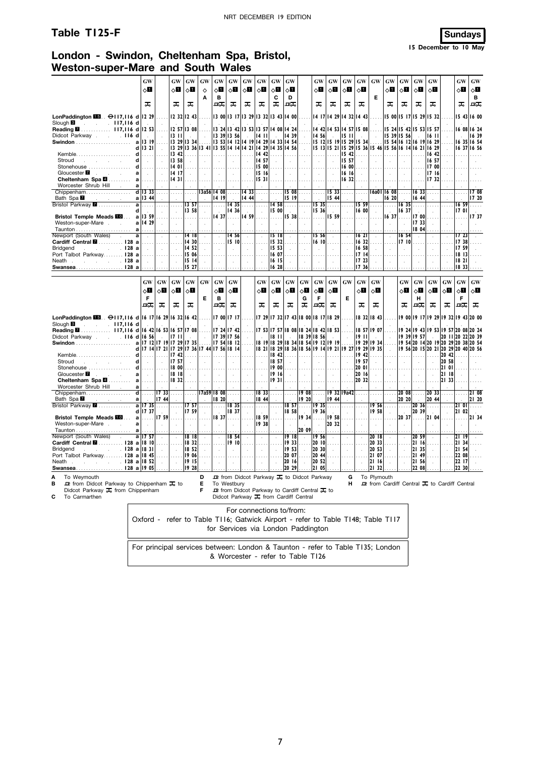# Table T125-F

**Sundays**
15 December to 10 May

## London - Swindon, Cheltenham Spa, Bristol, Weston-super-Mare and South Wales

| | | GW | GW | GW | GW | GW | GW | GW | GW | GW | GW | GW | GW | GW | GW | GW | GW | GW | GW | GW | GW | GW | GW |
|---|---|---|---|---|---|---|---|---|---|---|---|---|---|---|---|---|---|---|---|---|---|---|---|
| | | ◇1 | ◇1 | ◇1 | ◇ | ◇1 | ◇1 | ◇1 | ◇1 | ◇1 | ◇1 | ◇1 | ◇1 | ◇1 | ◇1 | | ◇1 | ◇1 | ◇1 | ◇1 | ◇1 | ◇1 | ◇1 |
| | | | | | A | B | | | | C | D | | | | | E | | | | | | | B |
| | | 🛒 | 🛒 | 🛒 | | 🍽 | 🛒 | 🛒 | 🛒 | 🛒 | 🍽 | 🛒 | 🛒 | 🛒 | 🛒 | | 🛒 | 🛒 | 🛒 | 🛒 | | 🛒 | 🍽 |
| LonPaddington 15 ⊖117,116 | d | 12 29 | 12 32 | 12 43 | | 13 00 | 13 17 | 13 29 | 13 32 | 13 43 | 14 00 | 14 17 | 14 29 | 14 32 | 14 43 | | 15 00 | 15 17 | 15 29 | 15 32 | | 15 43 | 16 00 |
| Slough 3 117,116 | d | | | | | | | | | | | | | | | | | | | | | | |
| Reading 7 117,116 | d | 12 53 | 12 57 | 13 08 | | 13 24 | 13 42 | 13 53 | 13 57 | 14 08 | 14 24 | 14 42 | 14 53 | 14 57 | 15 08 | | 15 24 | 15 42 | 15 53 | 15 57 | | 16 08 | 16 24 |
| Didcot Parkway 116 | d | | 13 11 | | | 13 39 | 13 56 | | 14 11 | | 14 39 | 14 56 | | 15 11 | | | 15 39 | 15 56 | | 16 11 | | | 16 39 |
| Swindon | a | 13 19 | 13 29 | 13 34 | | 13 53 | 14 12 | 14 19 | 14 29 | 14 33 | 14 54 | 15 12 | 15 19 | 15 29 | 15 34 | | 15 54 | 16 12 | 16 19 | 16 29 | | 16 35 | 16 54 |
| | d | 13 21 | 13 29 | 13 36 | 13 41 | 13 55 | 14 14 | 14 21 | 14 29 | 14 35 | 14 56 | 15 13 | 15 21 | 15 29 | 15 36 | 15 46 | 15 56 | 16 14 | 16 21 | 16 29 | | 16 37 | 16 56 |
| Kemble | d | | 13 42 | | | | | | 14 42 | | | | | 15 42 | | | | | | 16 42 | | | |
| Stroud | d | | 13 58 | | | | | | 14 57 | | | | | 15 57 | | | | | | 16 57 | | | |
| Stonehouse | d | | 14 01 | | | | | | 15 00 | | | | | 16 00 | | | | | | 17 00 | | | |
| Gloucester 7 | a | | 14 17 | | | | | | 15 16 | | | | | 16 16 | | | | | | 17 16 | | | |
| Cheltenham Spa 4 | a | | 14 31 | | | | | | 15 31 | | | | | 16 32 | | | | | | 17 32 | | | |
| Worcester Shrub Hill | a | | | | | | | | | | | | | | | | | | | | | | |
| Chippenham | d | 13 33 | | | 13a56 | 14 08 | | 14 33 | | | 15 08 | | 15 33 | | | 16a01 | 16 08 | | 16 33 | | | | 17 08 |
| Bath Spa 7 | a | 13 44 | | | | 14 19 | | 14 44 | | | 15 19 | | 15 44 | | | | 16 20 | | 16 44 | | | | 17 20 |
| Bristol Parkway 7 | a | | | 13 57 | | | 14 35 | | | 14 58 | | 15 35 | | | 15 59 | | | 16 35 | | | | 16 59 | |
| | d | | | 13 58 | | | 14 36 | | | 15 00 | | 15 36 | | | 16 00 | | | 16 37 | | | | 17 01 | |
| Bristol Temple Meads 10 | a | 13 59 | | | | 14 37 | | 14 59 | | | 15 38 | | 15 59 | | | | 16 37 | | 17 00 | | | | 17 37 |
| Weston-super-Mare | a | 14 29 | | | | | | | | | | | | | | | | | 17 33 | | | | |
| Taunton | a | | | | | | | | | | | | | | | | | | 18 04 | | | | |
| Newport (South Wales) | a | | | 14 18 | | | 14 56 | | | 15 18 | | 15 56 | | | 16 21 | | | 16 54 | | | | 17 23 | |
| Cardiff Central 7 128 | a | | | 14 30 | | | 15 10 | | | 15 32 | | 16 10 | | | 16 32 | | | 17 10 | | | | 17 38 | |
| Bridgend 128 | a | | | 14 52 | | | | | | 15 53 | | | | | 16 58 | | | | | | | 17 59 | |
| Port Talbot Parkway 128 | a | | | 15 06 | | | | | | 16 07 | | | | | 17 14 | | | | | | | 18 13 | |
| Neath 128 | a | | | 15 14 | | | | | | 16 15 | | | | | 17 23 | | | | | | | 18 21 | |
| Swansea 128 | a | | | 15 27 | | | | | | 16 28 | | | | | 17 36 | | | | | | | 18 33 | |

| | | GW | GW | GW | GW | GW | GW | GW | GW | GW | GW | GW | GW | GW | GW | GW | GW | GW | GW | GW | GW | GW | GW |
|---|---|---|---|---|---|---|---|---|---|---|---|---|---|---|---|---|---|---|---|---|---|---|---|
| | | ◇1 | ◇1 | ◇1 | ◇1 | | ◇1 | ◇1 | ◇1 | ◇1 | ◇1 | ◇1 | ◇1 | ◇1 | | ◇1 | ◇1 | ◇1 | ◇1 | ◇1 | ◇1 | ◇1 | ◇1 |
| | | F | | | | E | B | | | | | G | F | | E | | | | H | | | F | |
| | | 🍽 | 🛒 | 🛒 | 🛒 | | 🍽 | 🛒 | 🛒 | 🛒 | 🛒 | 🛒 | 🍽 | 🛒 | | 🛒 | 🛒 | 🛒 | 🍽 | 🛒 | 🛒 | 🍽 | 🛒 |
| LonPaddington 15 ⊖117,116 | d | 16 17 | 16 29 | 16 32 | 16 42 | | 17 00 | 17 17 | 17 29 | 17 32 | 17 43 | 18 00 | 18 17 | 18 29 | | 18 32 | 18 43 | 19 00 | 19 17 | 19 29 | 19 32 | 19 43 | 20 00 |
| Slough 3 117,116 | d | | | | | | | | | | | | | | | | | | | | | | |
| Reading 7 117,116 | d | 16 42 | 16 53 | 16 57 | 17 08 | | 17 24 | 17 42 | 17 53 | 17 57 | 18 08 | 18 24 | 18 42 | 18 53 | | 18 57 | 19 07 | 19 24 | 19 43 | 19 53 | 19 57 | 20 08 | 20 24 |
| Didcot Parkway 116 | d | 16 56 | | 17 11 | | | 17 39 | 17 56 | | 18 11 | | 18 39 | 18 56 | | | 19 11 | | 19 39 | 19 57 | | 20 11 | 20 22 | 20 39 |
| Swindon | a | 17 12 | 17 19 | 17 29 | 17 35 | | 17 54 | 18 12 | 18 19 | 18 29 | 18 34 | 18 54 | 19 12 | 19 19 | | 19 29 | 19 34 | 19 54 | 20 14 | 20 19 | 20 29 | 20 38 | 20 54 |
| | d | 17 14 | 17 21 | 17 29 | 17 36 | 17 44 | 17 56 | 18 14 | 18 21 | 18 29 | 18 36 | 18 56 | 19 14 | 19 21 | 19 27 | 19 29 | 19 35 | 19 56 | 20 15 | 20 21 | 20 29 | 20 40 | 20 56 |
| Kemble | d | | | 17 42 | | | | | | 18 42 | | | | | | 19 42 | | | | | 20 42 | | |
| Stroud | d | | | 17 57 | | | | | | 18 57 | | | | | | 19 57 | | | | | 20 58 | | |
| Stonehouse | d | | | 18 00 | | | | | | 19 00 | | | | | | 20 01 | | | | | 21 01 | | |
| Gloucester 7 | a | | | 18 18 | | | | | | 19 16 | | | | | | 20 16 | | | | | 21 18 | | |
| Cheltenham Spa 4 | a | | | 18 32 | | | | | | 19 31 | | | | | | 20 32 | | | | | 21 33 | | |
| Worcester Shrub Hill | a | | | | | | | | | | | | | | | | | | | | | | |
| Chippenham | d | | 17 33 | | | 17a59 | 18 08 | | 18 33 | | | 19 08 | | 19 32 | 19a42 | | | 20 08 | | 20 33 | | | 21 08 |
| Bath Spa 7 | a | | 17 44 | | | | 18 20 | | 18 44 | | | 19 20 | | 19 44 | | | | 20 20 | | 20 44 | | | 21 20 |
| Bristol Parkway 7 | a | 17 35 | | | 17 57 | | | 18 35 | | | 18 57 | | 19 35 | | | | 19 56 | | 20 36 | | | 21 01 | |
| | d | 17 37 | | | 17 59 | | | 18 37 | | | 18 58 | | 19 36 | | | | 19 58 | | 20 39 | | | 21 02 | |
| Bristol Temple Meads 10 | a | | 17 59 | | | | 18 37 | | 18 59 | | | 19 34 | | 19 58 | | | | 20 37 | | 21 04 | | | 21 34 |
| Weston-super-Mare | a | | | | | | | | 19 38 | | | | | 20 32 | | | | | | | | | |
| Taunton | a | | | | | | | | | | | 20 09 | | | | | | | | | | | |
| Newport (South Wales) | a | 17 57 | | | 18 18 | | | 18 54 | | | 19 18 | | 19 56 | | | | 20 18 | | 20 59 | | | 21 19 | |
| Cardiff Central 7 128 | a | 18 10 | | | 18 32 | | | 19 10 | | | 19 33 | | 20 10 | | | | 20 33 | | 21 16 | | | 21 34 | |
| Bridgend 128 | a | 18 31 | | | 18 52 | | | | | | 19 53 | | 20 30 | | | | 20 53 | | 21 35 | | | 21 54 | |
| Port Talbot Parkway 128 | a | 18 45 | | | 19 06 | | | | | | 20 07 | | 20 44 | | | | 21 07 | | 21 49 | | | 22 08 | |
| Neath 128 | a | 18 52 | | | 19 15 | | | | | | 20 16 | | 20 52 | | | | 21 16 | | 21 56 | | | 22 17 | |
| Swansea 128 | a | 19 05 | | | 19 28 | | | | | | 20 29 | | 21 05 | | | | 21 32 | | 22 08 | | | 22 30 | |

**A** To Weymouth
**B** 🍽 from Didcot Parkway 🛒 to Chippenham 🛒 to Didcot Parkway 🛒 from Chippenham
**C** To Carmarthen
**D** 🍽 from Didcot Parkway 🛒 to Didcot Parkway
**E** To Westbury
**F** 🍽 from Didcot Parkway to Cardiff Central 🛒 to Didcot Parkway 🛒 from Cardiff Central
**G** To Plymouth
**H** 🍽 from Cardiff Central 🛒 to Cardiff Central

For connections to/from:
Oxford - refer to Table T116; Gatwick Airport - refer to Table T148; Table T117 for Services via London Paddington

For principal services between: London & Taunton - refer to Table T135; London & Worcester - refer to Table T126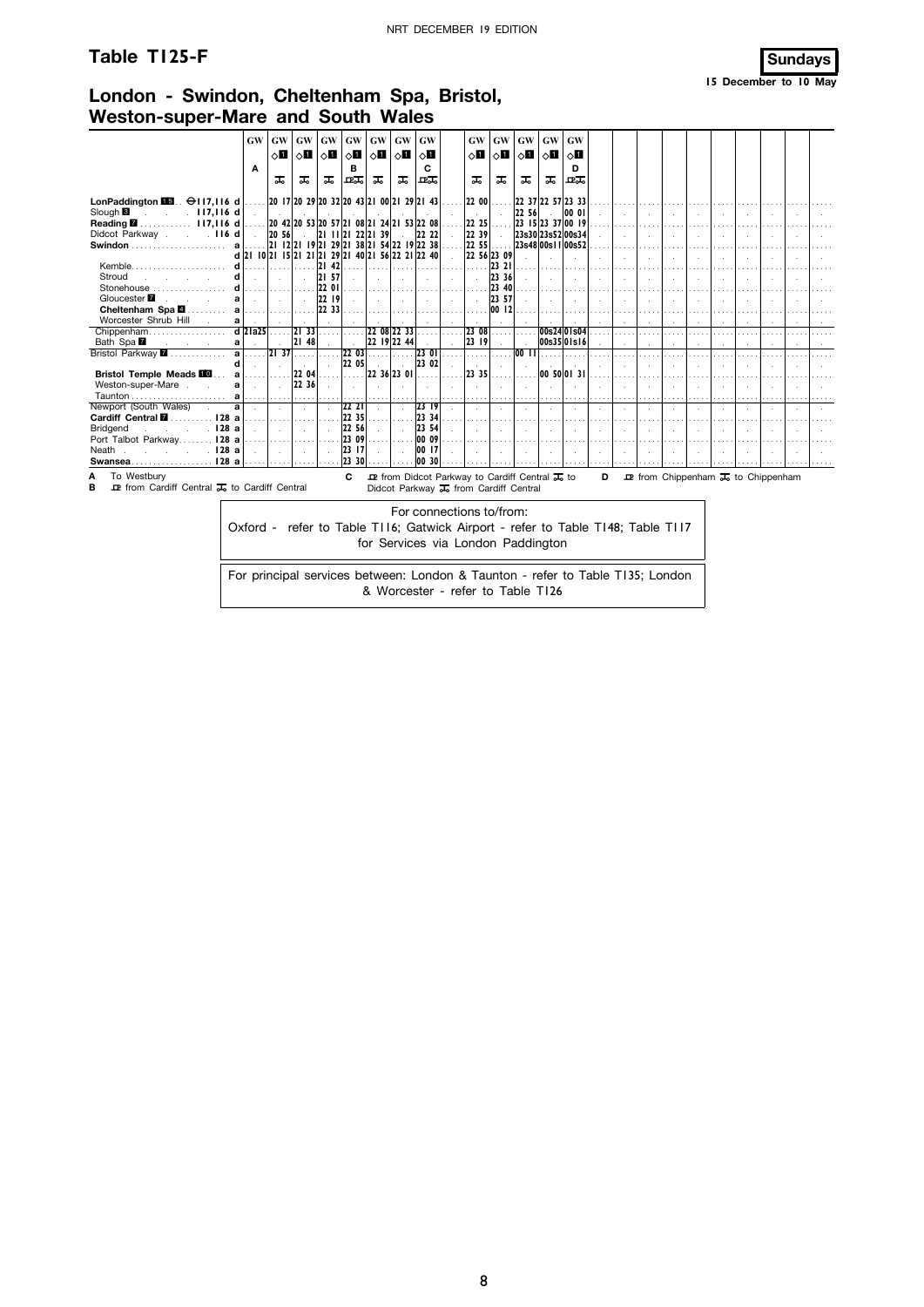## Table T125-F

**Sundays**
**15 December to 10 May**

## London - Swindon, Cheltenham Spa, Bristol, Weston-super-Mare and South Wales

| | | GW | GW | GW | GW | GW | GW | GW | GW | GW | GW | GW | GW | GW |
|---|---|---|---|---|---|---|---|---|---|---|---|---|---|---|
| | | | ◇1 | ◇1 | ◇1 | ◇1 | ◇1 | ◇1 | ◇1 | ◇1 | ◇1 | ◇1 | ◇1 | ◇1 |
| | | A | | | | B | | | C | | | | | D |
| **London Paddington** 15 ⊖117,116 | d | | 20 17 | 20 29 | 20 32 | 20 43 | 21 00 | 21 29 | 21 43 | 22 00 | | 22 37 | 22 57 | 23 33 |
| Slough 8 117,116 | d | | | | | | | | | | | 22 56 | | 00 01 |
| **Reading** 7 117,116 | d | | 20 42 | 20 53 | 20 57 | 21 08 | 21 24 | 21 53 | 22 08 | 22 25 | | 23 15 | 23 37 | 00 19 |
| Didcot Parkway 116 | d | | 20 56 | | 21 11 | 21 22 | 21 39 | | 22 22 | 22 39 | | 23s30 | 23s52 | 00s34 |
| **Swindon** | a | | 21 12 | 21 19 | 21 29 | 21 38 | 21 54 | 22 19 | 22 38 | 22 55 | | 23s48 | 00s11 | 00s52 |
| | d | 21 10 | 21 15 | 21 21 | 21 29 | 21 40 | 21 56 | 22 21 | 22 40 | 22 56 | 23 09 | | | |
| Kemble | d | | | | 21 42 | | | | | | 23 21 | | | |
| Stroud | d | | | | 21 57 | | | | | | 23 36 | | | |
| Stonehouse | d | | | | 22 01 | | | | | | 23 40 | | | |
| Gloucester 7 | a | | | | 22 19 | | | | | | 23 57 | | | |
| **Cheltenham Spa** 4 | a | | | | 22 33 | | | | | | 00 12 | | | |
| Worcester Shrub Hill | a | | | | | | | | | | | | | |
| Chippenham | d | 21a25 | | 21 33 | | | 22 08 | 22 33 | | 23 08 | | | 00s24 | 01s04 |
| Bath Spa 7 | a | | | 21 48 | | | 22 19 | 22 44 | | 23 19 | | | 00s35 | 01s16 |
| Bristol Parkway 7 | a | | 21 37 | | | 22 03 | | | 23 01 | | | 00 11 | | |
| | d | | | | | 22 05 | | | 23 02 | | | | | |
| **Bristol Temple Meads** 10 | a | | | 22 04 | | | 22 36 | 23 01 | | 23 35 | | | 00 50 | 01 31 |
| Weston-super-Mare | a | | | 22 36 | | | | | | | | | | |
| Taunton | a | | | | | | | | | | | | | |
| Newport (South Wales) | a | | | | | 22 21 | | | 23 19 | | | | | |
| **Cardiff Central** 7 128 | a | | | | | 22 35 | | | 23 34 | | | | | |
| Bridgend 128 | a | | | | | 22 56 | | | 23 54 | | | | | |
| Port Talbot Parkway 128 | a | | | | | 23 09 | | | 00 09 | | | | | |
| Neath 128 | a | | | | | 23 17 | | | 00 17 | | | | | |
| **Swansea** 128 | a | | | | | 23 30 | | | 00 30 | | | | | |

**A** To Westbury

**B** ⇌ from Cardiff Central ⚲ to Cardiff Central

**C** ⇌ from Didcot Parkway to Cardiff Central ⚲ to Didcot Parkway ⚲ from Cardiff Central

**D** ⇌ from Chippenham ⚲ to Chippenham

For connections to/from:
Oxford - refer to Table T116; Gatwick Airport - refer to Table T148; Table T117 for Services via London Paddington

For principal services between: London & Taunton - refer to Table T135; London & Worcester - refer to Table T126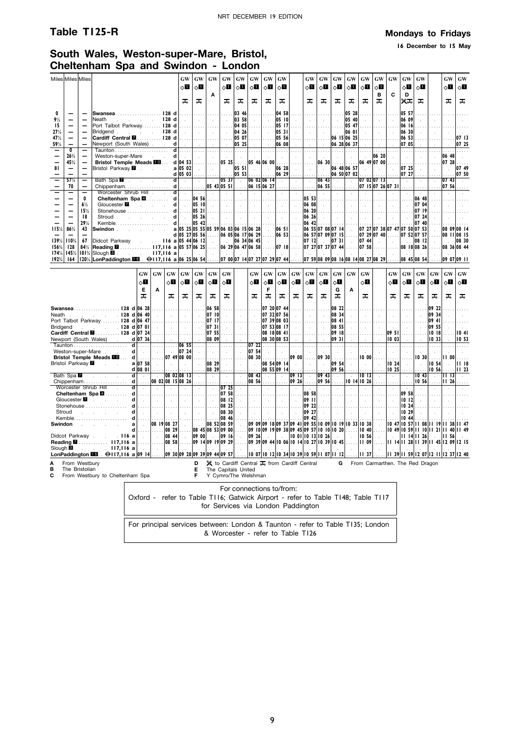# Table T125-R

**Mondays to Fridays**

**16 December to 15 May**

## South Wales, Weston-super-Mare, Bristol, Cheltenham Spa and Swindon - London

| Miles | Miles | Miles | | GW ◇1 | GW ◇1 | GW | GW ◇1 | GW ◇1 | GW ◇1 | GW ◇1 | GW ◇1 | GW ◇1 | GW ◇1 | GW ◇1 | GW ◇1 | GW ◇1 | GW ◇1 | GW | GW ◇1 | GW ◇1 | GW ◇1 | GW ◇1 |
|---|---|---|---|---|---|---|---|---|---|---|---|---|---|---|---|---|---|---|---|---|---|---|
| | | | | | | A | | | | | | | | | | | B | C | D | | | |
| | | | | ⊼ | ⊼ | | ⊼ | ⊼ | ⊼ | ⊼ | ⊼ | ⊼ | ⊼ | ⊼ | ⊼ | ⊼ | ⊼ | | ✕⊼ | ⊼ | ⊼ | ⊼ |
| 0 | — | — | Swansea 128 d | | | | | 03 46 | | | 04 58 | | | | 05 28 | | | | 05 57 | | | |
| 9½ | — | — | Neath 128 d | | | | | 03 58 | | | 05 10 | | | | 05 40 | | | | 06 09 | | | |
| 15 | — | — | Port Talbot Parkway 128 d | | | | | 04 05 | | | 05 17 | | | | 05 47 | | | | 06 16 | | | |
| 27¼ | — | — | Bridgend 128 d | | | | | 04 26 | | | 05 31 | | | | 06 01 | | | | 06 30 | | | |
| 47½ | — | — | Cardiff Central 7 128 d | | | | | 05 07 | | | 05 56 | | | 06 15 | 06 25 | | | | 06 53 | | | 07 13 |
| 59¼ | — | — | Newport (South Wales) d | | | | | 05 25 | | | 06 08 | | | 06 28 | 06 37 | | | | 07 05 | | | 07 25 |
| — | 0 | — | Taunton d | | | | | | | | | | | | | | | | | | | |
| — | 26¾ | — | Weston-super-Mare d | | | | | | | | | | | | | | 06 20 | | | | 06 48 | |
| — | 45¾ | — | Bristol Temple Meads 10 d | 04 53 | | | 05 25 | | 05 46 | 06 00 | | | 06 30 | | | 06 49 | 07 00 | | | | 07 28 | |
| 81 | — | — | Bristol Parkway 7 a | 05 02 | | | | 05 51 | | | 06 28 | | | 06 48 | 06 57 | | | | 07 25 | | | 07 49 |
| — | — | — | Bristol Parkway 7 d | 05 03 | | | | 05 53 | | | 06 29 | | | 06 50 | 07 02 | | | | 07 27 | | | 07 50 |
| — | 57¼ | — | Bath Spa 7 d | | | | 05 37 | | 06 02 | 06 14 | | | 06 43 | | | 07 02 | 07 13 | | | | 07 43 | |
| — | 70 | — | Chippenham d | | | 05 43 | 05 51 | | 06 15 | 06 27 | | | 06 55 | | | 07 15 | 07 26 | 07 31 | | | 07 56 | |
| — | — | — | Worcester Shrub Hill d | | | | | | | | | | | | | | | | | | | |
| — | — | 0 | Cheltenham Spa 4 d | | 04 56 | | | | | | | 05 53 | | | | | | | | 06 48 | | |
| — | — | 6½ | Gloucester 7 d | | 05 10 | | | | | | | 06 08 | | | | | | | | 07 04 | | |
| — | — | 15½ | Stonehouse d | | 05 21 | | | | | | | 06 20 | | | | | | | | 07 19 | | |
| — | — | 18 | Stroud d | | 05 26 | | | | | | | 06 26 | | | | | | | | 07 24 | | |
| — | — | 29¼ | Kemble d | | 05 42 | | | | | | | 06 42 | | | | | | | | 07 40 | | |
| 115½ | 86¾ | 43 | Swindon a | 05 25 | 05 55 | 05 59 | 06 03 | 06 15 | 06 28 | | 06 51 | 06 55 | 07 08 | 07 14 | | 07 27 | 07 38 | 07 47 | 07 50 | 07 53 | 08 09 | 08 14 |
| | | | Swindon d | 05 27 | 05 56 | | 06 05 | 06 17 | 06 29 | | 06 53 | 06 57 | 07 09 | 07 15 | | 07 29 | 07 40 | | 07 52 | 07 57 | 08 11 | 08 15 |
| 139½ | 110¾ | 67 | Didcot Parkway 116 a | 05 44 | 06 12 | | | 06 34 | 06 45 | | | 07 12 | | 07 31 | | 07 44 | | | | 08 12 | | 08 30 |
| 156¾ | 128 | 84½ | Reading 7 117,116 a | 05 57 | 06 25 | | 06 29 | 06 47 | 06 58 | | 07 18 | 07 27 | 07 37 | 07 44 | | 07 58 | | | 08 18 | 08 26 | 08 36 | 08 44 |
| 174¼ | 145½ | 101¾ | Slough 3 117,116 a | | | | | | | | | | | | | | | | | | | |
| 192¾ | 164 | 120¼ | London Paddington 15 ⊖117,116 a | 06 25 | 06 54 | | 07 00 | 07 14 | 07 27 | 07 29 | 07 44 | 07 59 | 08 09 | 08 16 | 08 14 | 08 27 | 08 29 | | 08 45 | 08 54 | 09 07 | 09 11 |

| | GW ◇1 | GW | GW ◇1 | GW ◇1 | GW ◇1 | GW ◇1 | GW ◇1 | GW ◇1 | GW ◇1 | GW ◇1 | GW ◇1 | GW ◇1 | GW ◇1 | GW ◇1 | GW | GW ◇1 | GW ◇1 | GW ◇1 | GW ◇1 | GW ◇1 | GW ◇1 | GW ◇1 |
|---|---|---|---|---|---|---|---|---|---|---|---|---|---|---|---|---|---|---|---|---|---|---|
| | E | A | | | | | | | F | | | | | G | A | | | | | | | |
| | ⊼ | | ⊼ | ⊼ | ⊼ | ⊼ | ⊼ | ⊼ | ⊼ | ⊼ | ⊼ | ⊼ | ⊼ | ⊼ | | ⊼ | ⊼ | ⊼ | ⊼ | ⊼ | ⊼ | ⊼ |
| Swansea 128 d | 06 28 | | | | | 06 58 | | | 07 20 | 07 44 | | | | 08 22 | | | | | | 09 22 | | |
| Neath 128 d | 06 40 | | | | | 07 10 | | | 07 32 | 07 56 | | | | 08 34 | | | | | | 09 34 | | |
| Port Talbot Parkway 128 d | 06 47 | | | | | 07 17 | | | 07 39 | 08 03 | | | | 08 41 | | | | | | 09 41 | | |
| Bridgend 128 d | 07 01 | | | | | 07 31 | | | 07 53 | 08 17 | | | | 08 55 | | | | | | 09 55 | | |
| Cardiff Central 7 128 d | 07 24 | | | | | 07 55 | | | 08 18 | 08 41 | | | | 09 18 | | | 09 51 | | | 10 18 | | 10 41 |
| Newport (South Wales) d | 07 36 | | | | | 08 09 | | | 08 30 | 08 53 | | | | 09 31 | | | 10 03 | | | 10 33 | | 10 53 |
| Taunton d | | | | 06 55 | | | | 07 22 | | | | | | | | | | | | | | |
| Weston-super-Mare d | | | | 07 24 | | | | 07 54 | | | | | | | | | | | | | | |
| Bristol Temple Meads 10 d | | | 07 49 | 08 00 | | | | 08 30 | | | 09 00 | | 09 30 | | | 10 00 | | | 10 30 | | 11 00 | |
| Bristol Parkway 7 a | 07 58 | | | | | 08 29 | | | 08 54 | 09 14 | | | | 09 54 | | | 10 24 | | | 10 54 | | 11 18 |
| Bristol Parkway 7 d | 08 01 | | | | | 08 29 | | | 08 55 | 09 14 | | | | 09 56 | | | 10 25 | | | 10 56 | | 11 23 |
| Bath Spa 7 d | | | 08 02 | 08 13 | | | | 08 43 | | | 09 13 | | 09 43 | | | 10 13 | | | 10 43 | | 11 13 | |
| Chippenham d | | 08 02 | 08 15 | 08 26 | | | | 08 56 | | | 09 26 | | 09 56 | | 10 14 | 10 26 | | | 10 56 | | 11 26 | |
| Worcester Shrub Hill d | | | | | | | 07 25 | | | | | | | | | | | | | | | |
| Cheltenham Spa 4 d | | | | | | | 07 58 | | | | | 08 58 | | | | | | 09 58 | | | | |
| Gloucester 7 d | | | | | | | 08 12 | | | | | 09 11 | | | | | | 10 12 | | | | |
| Stonehouse d | | | | | | | 08 25 | | | | | 09 22 | | | | | | 10 24 | | | | |
| Stroud d | | | | | | | 08 30 | | | | | 09 27 | | | | | | 10 29 | | | | |
| Kemble d | | | | | | | 08 46 | | | | | 09 42 | | | | | | 10 44 | | | | |
| Swindon a | | 08 19 | 08 27 | | | 08 52 | 08 59 | 09 09 | 09 18 | 09 37 | 09 41 | 09 55 | 10 09 | 10 19 | 10 33 | 10 38 | 10 47 | 10 57 | 11 08 | 11 19 | 11 38 | 11 47 |
| Swindon d | | | 08 29 | | 08 45 | 08 53 | 09 00 | 09 10 | 09 19 | 09 38 | 09 45 | 09 57 | 10 10 | 10 20 | | 10 40 | 10 49 | 10 59 | 11 10 | 11 21 | 11 40 | 11 49 |
| Didcot Parkway 116 a | | | 08 44 | | 09 00 | | 09 16 | 09 26 | | | 10 01 | 10 13 | 10 26 | | | 10 56 | | 11 14 | 11 26 | | 11 56 | |
| Reading 7 117,116 a | | | 08 58 | | 09 14 | 09 19 | 09 29 | 09 39 | 09 44 | 10 06 | 10 14 | 10 27 | 10 39 | 10 45 | | 11 09 | 11 14 | 11 28 | 11 39 | 11 45 | 12 09 | 12 15 |
| Slough 3 117,116 a | | | | | | | | | | | | | | | | | | | | | | |
| London Paddington 15 ⊖117,116 a | 09 14 | | 09 30 | 09 28 | 09 39 | 09 44 | 09 57 | 10 07 | 10 12 | 10 34 | 10 39 | 10 59 | 11 07 | 11 12 | | 11 37 | 11 39 | 11 59 | 12 07 | 12 11 | 12 37 | 12 40 |

**A** From Westbury
**B** The Bristolian
**C** From Westbury to Cheltenham Spa
**D** ✕ to Cardiff Central ⊼ from Cardiff Central
**E** The Capitals United
**F** Y Cymro/The Welshman
**G** From Carmarthen. The Red Dragon

For connections to/from:
Oxford - refer to Table T116; Gatwick Airport - refer to Table T148; Table T117 for Services via London Paddington

For principal services between: London & Taunton - refer to Table T135; London & Worcester - refer to Table T126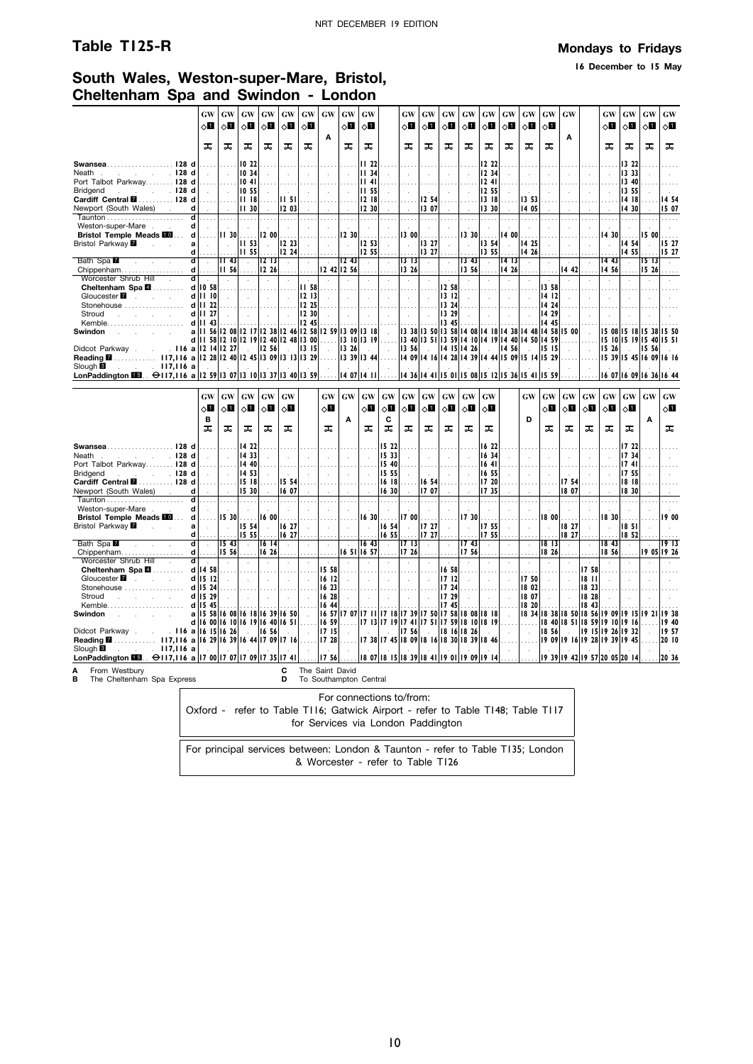## Table T125-R

**Mondays to Fridays**

**16 December to 15 May**

## South Wales, Weston-super-Mare, Bristol, Cheltenham Spa and Swindon - London

| | GW | GW | GW | GW | GW | GW | GW | GW | GW | GW | GW | GW | GW | GW | GW | GW | GW | GW | GW | GW | GW | GW |
|---|---|---|---|---|---|---|---|---|---|---|---|---|---|---|---|---|---|---|---|---|---|---|
| | ◇1 | ◇1 | ◇1 | ◇1 | ◇1 | ◇1 | | ◇1 | ◇1 | ◇1 | ◇1 | ◇1 | ◇1 | ◇1 | ◇1 | ◇1 | ◇1 | | ◇1 | ◇1 | ◇1 | ◇1 |
| | | | | | | | A | | | | | | | | | | | A | | | | |
| Swansea 128 d | | | 10 22 | | | | | | 11 22 | | | | | 12 22 | | | | | | 13 22 | | |
| Neath 128 d | | | 10 34 | | | | | | 11 34 | | | | | 12 34 | | | | | | 13 33 | | |
| Port Talbot Parkway 128 d | | | 10 41 | | | | | | 11 41 | | | | | 12 41 | | | | | | 13 40 | | |
| Bridgend 128 d | | | 10 55 | | | | | | 11 55 | | | | | 12 55 | | | | | | 13 55 | | |
| Cardiff Central 7 128 d | | | 11 18 | | 11 51 | | | | 12 18 | | 12 54 | | | 13 18 | | 13 53 | | | | 14 18 | | 14 54 |
| Newport (South Wales) d | | | 11 30 | | 12 03 | | | | 12 30 | | 13 07 | | | 13 30 | | 14 05 | | | | 14 30 | | 15 07 |
| Taunton d | | | | | | | | | | | | | | | | | | | | | | |
| Weston-super-Mare d | | | | | | | | | | | | | | | | | | | | | | |
| Bristol Temple Meads 10 d | | 11 30 | | 12 00 | | | | 12 30 | | 13 00 | | | 13 30 | | 14 00 | | | | 14 30 | | 15 00 | |
| Bristol Parkway 7 a | | | 11 53 | | 12 23 | | | | 12 53 | | 13 27 | | | 13 54 | | 14 25 | | | | 14 54 | | 15 27 |
| d | | | 11 55 | | 12 24 | | | | 12 55 | | 13 27 | | | 13 55 | | 14 26 | | | | 14 55 | | 15 27 |
| Bath Spa 7 d | | 11 43 | | 12 13 | | | | 12 43 | | 13 13 | | | 13 43 | | 14 13 | | | | 14 43 | | 15 13 | |
| Chippenham d | | 11 56 | | 12 26 | | | 12 42 | 12 56 | | 13 26 | | | 13 56 | | 14 26 | | | 14 42 | 14 56 | | 15 26 | |
| Worcester Shrub Hill d | | | | | | | | | | | | | | | | | | | | | | |
| Cheltenham Spa 4 d | 10 58 | | | | | 11 58 | | | | | | 12 58 | | | | | 13 58 | | | | | |
| Gloucester 7 d | 11 10 | | | | | 12 13 | | | | | | 13 12 | | | | | 14 12 | | | | | |
| Stonehouse d | 11 22 | | | | | 12 25 | | | | | | 13 24 | | | | | 14 24 | | | | | |
| Stroud d | 11 27 | | | | | 12 30 | | | | | | 13 29 | | | | | 14 29 | | | | | |
| Kemble d | 11 43 | | | | | 12 45 | | | | | | 13 45 | | | | | 14 45 | | | | | |
| Swindon a | 11 56 | 12 08 | 12 17 | 12 38 | 12 46 | 12 58 | 12 59 | 13 09 | 13 18 | 13 38 | 13 50 | 13 58 | 14 08 | 14 18 | 14 38 | 14 48 | 14 58 | 15 00 | 15 08 | 15 18 | 15 38 | 15 50 |
| d | 11 58 | 12 10 | 12 19 | 12 40 | 12 48 | 13 00 | | 13 10 | 13 19 | 13 40 | 13 51 | 13 59 | 14 10 | 14 19 | 14 40 | 14 50 | 14 59 | | 15 10 | 15 19 | 15 40 | 15 51 |
| Didcot Parkway 116 a | 12 14 | 12 27 | | 12 56 | | 13 15 | | 13 26 | | 13 56 | | 14 15 | 14 26 | | 14 56 | | 15 15 | | 15 26 | | 15 56 | |
| Reading 7 117,116 a | 12 28 | 12 40 | 12 45 | 13 09 | 13 13 | 13 29 | | 13 39 | 13 44 | 14 09 | 14 16 | 14 28 | 14 39 | 14 44 | 15 09 | 15 14 | 15 29 | | 15 39 | 15 45 | 16 09 | 16 16 |
| Slough 3 117,116 a | | | | | | | | | | | | | | | | | | | | | | |
| London Paddington 15 ⊖117,116 a | 12 59 | 13 07 | 13 10 | 13 37 | 13 40 | 13 59 | | 14 07 | 14 11 | 14 36 | 14 41 | 15 01 | 15 08 | 15 12 | 15 36 | 15 41 | 15 59 | | 16 07 | 16 09 | 16 36 | 16 44 |

| | GW | GW | GW | GW | GW | GW | GW | GW | GW | GW | GW | GW | GW | GW | GW | GW | GW | GW | GW | GW | GW | GW |
|---|---|---|---|---|---|---|---|---|---|---|---|---|---|---|---|---|---|---|---|---|---|---|
| | ◇1 | ◇1 | ◇1 | ◇1 | ◇1 | ◇1 | | ◇1 | ◇1 | ◇1 | ◇1 | ◇1 | ◇1 | ◇1 | | ◇1 | ◇1 | ◇1 | ◇1 | ◇1 | | ◇1 |
| | B | | | | | | A | | C | | | | | | D | | | | | | A | |
| Swansea 128 d | | | 14 22 | | | | | | 15 22 | | | | | 16 22 | | | | | | 17 22 | | |
| Neath 128 d | | | 14 33 | | | | | | 15 33 | | | | | 16 34 | | | | | | 17 34 | | |
| Port Talbot Parkway 128 d | | | 14 40 | | | | | | 15 40 | | | | | 16 41 | | | | | | 17 41 | | |
| Bridgend 128 d | | | 14 53 | | | | | | 15 55 | | | | | 16 55 | | | | | | 17 55 | | |
| Cardiff Central 7 128 d | | | 15 18 | | 15 54 | | | | 16 18 | | 16 54 | | | 17 20 | | | 17 54 | | | 18 18 | | |
| Newport (South Wales) d | | | 15 30 | | 16 07 | | | | 16 30 | | 17 07 | | | 17 35 | | | 18 07 | | | 18 30 | | |
| Taunton d | | | | | | | | | | | | | | | | | | | | | | |
| Weston-super-Mare d | | | | | | | | | | | | | | | | | | | | | | |
| Bristol Temple Meads 10 d | | 15 30 | | 16 00 | | | | 16 30 | | 17 00 | | | 17 30 | | | 18 00 | | | 18 30 | | | 19 00 |
| Bristol Parkway 7 a | | | 15 54 | | 16 27 | | | | 16 54 | | 17 27 | | | 17 55 | | | 18 27 | | | 18 51 | | |
| d | | | 15 55 | | 16 27 | | | | 16 55 | | 17 27 | | | 17 55 | | | 18 27 | | | 18 52 | | |
| Bath Spa 7 d | | 15 43 | | 16 14 | | | | 16 43 | | 17 13 | | | 17 43 | | | 18 13 | | | 18 43 | | | 19 13 |
| Chippenham d | | 15 56 | | 16 26 | | | 16 51 | 16 57 | | 17 26 | | | 17 56 | | | 18 26 | | | 18 56 | | 19 05 | 19 26 |
| Worcester Shrub Hill d | | | | | | | | | | | | | | | | | | | | | | |
| Cheltenham Spa 4 d | 14 58 | | | | | 15 58 | | | | | | 16 58 | | | | | | 17 58 | | | | |
| Gloucester 7 d | 15 12 | | | | | 16 12 | | | | | | 17 12 | | | 17 50 | | | 18 11 | | | | |
| Stonehouse d | 15 24 | | | | | 16 23 | | | | | | 17 24 | | | 18 02 | | | 18 23 | | | | |
| Stroud d | 15 29 | | | | | 16 28 | | | | | | 17 29 | | | 18 07 | | | 18 28 | | | | |
| Kemble d | 15 45 | | | | | 16 44 | | | | | | 17 45 | | | 18 20 | | | 18 43 | | | | |
| Swindon a | 15 58 | 16 08 | 16 18 | 16 39 | 16 50 | 16 57 | 17 07 | 17 11 | 17 18 | 17 39 | 17 50 | 17 58 | 18 08 | 18 18 | 18 34 | 18 38 | 18 50 | 18 56 | 19 09 | 19 15 | 19 21 | 19 38 |
| d | 16 00 | 16 10 | 16 19 | 16 40 | 16 51 | 16 59 | | 17 13 | 17 19 | 17 41 | 17 51 | 17 59 | 18 10 | 18 19 | | 18 40 | 18 51 | 18 59 | 19 10 | 19 19 | | 19 40 |
| Didcot Parkway 116 a | 16 15 | 16 26 | | 16 56 | | 17 15 | | | | 17 56 | | 18 16 | 18 26 | | | 18 56 | | 19 15 | 19 26 | 19 32 | | 19 57 |
| Reading 7 117,116 a | 16 29 | 16 39 | 16 44 | 17 09 | 17 16 | 17 28 | | 17 38 | 17 45 | 18 09 | 18 16 | 18 30 | 18 39 | 18 46 | | 19 09 | 19 16 | 19 28 | 19 39 | 19 45 | | 20 10 |
| Slough 3 117,116 a | | | | | | | | | | | | | | | | | | | | | | |
| London Paddington 15 ⊖117,116 a | 17 00 | 17 07 | 17 07 | 17 35 | 17 41 | 17 56 | | 18 07 | 18 15 | 18 39 | 18 41 | 19 01 | 19 09 | 19 14 | | 19 39 | 19 42 | 19 57 | 20 05 | 20 14 | | 20 36 |

**A** From Westbury
**B** The Cheltenham Spa Express
**C** The Saint David
**D** To Southampton Central

For connections to/from:
Oxford - refer to Table T116; Gatwick Airport - refer to Table T148; Table T117 for Services via London Paddington

For principal services between: London & Taunton - refer to Table T135; London & Worcester - refer to Table T126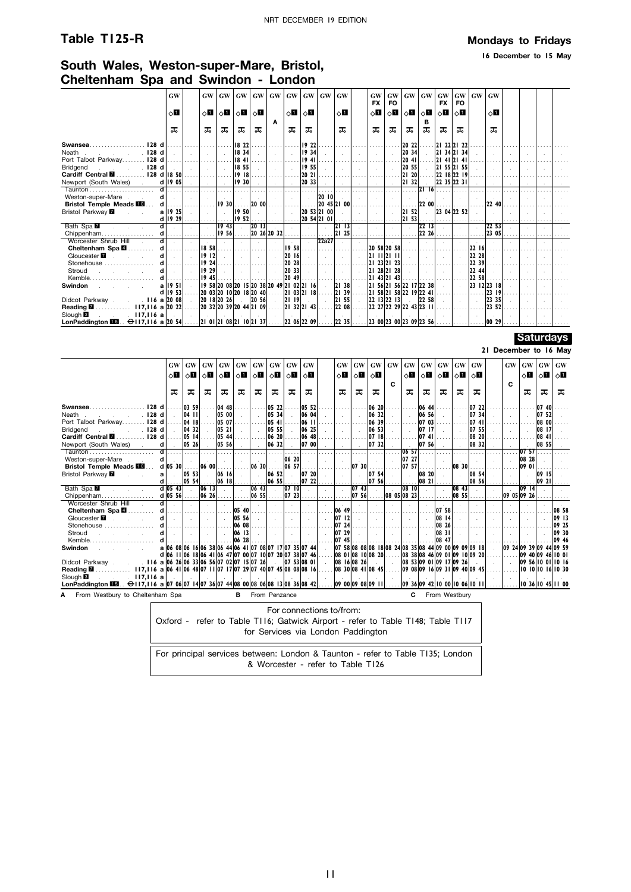## Table T125-R

**Mondays to Fridays**

**16 December to 15 May**

# South Wales, Weston-super-Mare, Bristol, Cheltenham Spa and Swindon - London

| | | GW ◇1 | GW ◇1 | GW ◇1 | GW ◇1 | GW ◇1 | GW A | GW ◇1 | GW ◇1 | GW | GW ◇1 | GW FX ◇1 | GW FO ◇1 | GW ◇1 | GW ◇1 B | GW FX ◇1 | GW FO ◇1 | GW | GW ◇1 |
|---|---|---|---|---|---|---|---|---|---|---|---|---|---|---|---|---|---|---|---|
| **Swansea** 128 | d | | | | 18 22 | | | | 19 22 | | | | | 20 22 | | 21 22 | 21 22 | | |
| Neath 128 | d | | | | 18 34 | | | | 19 34 | | | | | 20 34 | | 21 34 | 21 34 | | |
| Port Talbot Parkway 128 | d | | | | 18 41 | | | | 19 41 | | | | | 20 41 | | 21 41 | 21 41 | | |
| Bridgend 128 | d | | | | 18 55 | | | | 19 55 | | | | | 20 55 | | 21 55 | 21 55 | | |
| **Cardiff Central** 7 128 | d | 18 50 | | | 19 18 | | | | 20 21 | | | | | 21 20 | | 22 18 | 22 19 | | |
| Newport (South Wales) | d | 19 05 | | | 19 30 | | | | 20 33 | | | | | 21 32 | | 22 35 | 22 31 | | |
| Taunton | d | | | | | | | | | | | | | | 21 16 | | | | |
| Weston-super-Mare | d | | | | | | | | | 20 10 | | | | | | | | | |
| **Bristol Temple Meads** 10 | d | | | 19 30 | | 20 00 | | | | 20 45 | 21 00 | | | | 22 00 | | | | 22 40 |
| Bristol Parkway 7 | a | 19 25 | | | 19 50 | | | | 20 53 | 21 00 | | | | 21 52 | | 23 04 | 22 52 | | |
| | d | 19 29 | | | 19 52 | | | | 20 54 | 21 01 | | | | 21 53 | | | | | |
| Bath Spa 7 | d | | | 19 43 | | 20 13 | | | | | 21 13 | | | | 22 13 | | | | 22 53 |
| Chippenham | d | | | 19 56 | | 20 26 | 20 32 | | | | 21 25 | | | | 22 26 | | | | 23 05 |
| Worcester Shrub Hill | d | | | | | | | | | 22a27 | | | | | | | | | |
| **Cheltenham Spa** 4 | d | | 18 58 | | | | | 19 58 | | | | 20 58 | 20 58 | | | | | 22 16 | |
| Gloucester 7 | d | | 19 12 | | | | | 20 16 | | | | 21 11 | 21 11 | | | | | 22 28 | |
| Stonehouse | d | | 19 24 | | | | | 20 28 | | | | 21 23 | 21 23 | | | | | 22 39 | |
| Stroud | d | | 19 29 | | | | | 20 33 | | | | 21 28 | 21 28 | | | | | 22 44 | |
| Kemble | d | | 19 45 | | | | | 20 49 | | | | 21 43 | 21 43 | | | | | 22 58 | |
| **Swindon** | a | 19 51 | 19 58 | 20 08 | 20 15 | 20 38 | 20 49 | 21 02 | 21 16 | | 21 38 | 21 56 | 21 56 | 22 17 | 22 38 | | | 23 12 | 23 18 |
| | d | 19 53 | 20 03 | 20 10 | 20 18 | 20 40 | | 21 03 | 21 18 | | 21 39 | 21 58 | 21 58 | 22 19 | 22 41 | | | | 23 19 |
| Didcot Parkway 116 | a | 20 08 | 20 18 | 20 26 | | 20 56 | | 21 19 | | | 21 55 | 22 13 | 22 13 | | 22 58 | | | | 23 35 |
| **Reading** 7 117,116 | a | 20 22 | 20 32 | 20 39 | 20 44 | 21 09 | | 21 32 | 21 43 | | 22 08 | 22 27 | 22 29 | 22 43 | 23 11 | | | | 23 52 |
| Slough 8 117,116 | a | | | | | | | | | | | | | | | | | | |
| **London Paddington** 15 ⊖117,116 | a | 20 54 | 21 01 | 21 08 | 21 10 | 21 37 | | 22 06 | 22 09 | | 22 35 | 23 00 | 23 00 | 23 09 | 23 56 | | | | 00 29 |

**Saturdays**

**21 December to 16 May**

| | | GW ◇1 | GW ◇1 | GW ◇1 | GW ◇1 | GW ◇1 | GW ◇1 | GW ◇1 | GW ◇1 | GW ◇1 | GW ◇1 | GW ◇1 | GW ◇1 | GW C | GW ◇1 | GW ◇1 | GW ◇1 | GW ◇1 | GW ◇1 | GW C | GW ◇1 | GW ◇1 | GW ◇1 |
|---|---|---|---|---|---|---|---|---|---|---|---|---|---|---|---|---|---|---|---|---|---|---|---|
| **Swansea** 128 | d | | 03 59 | | 04 48 | | | 05 22 | | 05 52 | | | 06 20 | | | 06 44 | | | 07 22 | | | 07 40 | |
| Neath 128 | d | | 04 11 | | 05 00 | | | 05 34 | | 06 04 | | | 06 32 | | | 06 56 | | | 07 34 | | | 07 52 | |
| Port Talbot Parkway 128 | d | | 04 18 | | 05 07 | | | 05 41 | | 06 11 | | | 06 39 | | | 07 03 | | | 07 41 | | | 08 00 | |
| Bridgend 128 | d | | 04 32 | | 05 21 | | | 05 55 | | 06 25 | | | 06 53 | | | 07 17 | | | 07 55 | | | 08 17 | |
| **Cardiff Central** 7 128 | d | | 05 14 | | 05 44 | | | 06 20 | | 06 48 | | | 07 18 | | | 07 41 | | | 08 20 | | | 08 41 | |
| Newport (South Wales) | d | | 05 26 | | 05 56 | | | 06 32 | | 07 00 | | | 07 32 | | | 07 56 | | | 08 32 | | | 08 55 | |
| Taunton | d | | | | | | | | | | | | | | 06 57 | | | | | | 07 57 | | |
| Weston-super-Mare | d | | | | | | | | 06 20 | | | | | | 07 27 | | | | | | 08 28 | | |
| **Bristol Temple Meads** 10 | d | 05 30 | | 06 00 | | | 06 30 | | 06 57 | | | 07 30 | | | 07 57 | | | 08 30 | | | 09 01 | | |
| Bristol Parkway 7 | a | | 05 53 | | 06 16 | | | 06 52 | | 07 20 | | | 07 54 | | | 08 20 | | | 08 54 | | | 09 15 | |
| | d | | 05 54 | | 06 18 | | | 06 55 | | 07 22 | | | 07 56 | | | 08 21 | | | 08 56 | | | 09 21 | |
| Bath Spa 7 | d | 05 43 | | 06 13 | | | 06 43 | | 07 10 | | | 07 43 | | | 08 10 | | | 08 43 | | | 09 14 | | |
| Chippenham | d | 05 56 | | 06 26 | | | 06 55 | | 07 23 | | | 07 56 | | 08 05 | 08 23 | | | 08 55 | | 09 05 | 09 26 | | |
| Worcester Shrub Hill | d | | | | | | | | | | | | | | | | | | | | | | |
| **Cheltenham Spa** 4 | d | | | | | 05 40 | | | | | 06 49 | | | | | | 07 58 | | | | | | 08 58 |
| Gloucester 7 | d | | | | | 05 56 | | | | | 07 12 | | | | | | 08 14 | | | | | | 09 13 |
| Stonehouse | d | | | | | 06 08 | | | | | 07 24 | | | | | | 08 26 | | | | | | 09 25 |
| Stroud | d | | | | | 06 13 | | | | | 07 29 | | | | | | 08 31 | | | | | | 09 30 |
| Kemble | d | | | | | 06 28 | | | | | 07 45 | | | | | | 08 47 | | | | | | 09 46 |
| **Swindon** | a | 06 08 | 06 16 | 06 38 | 06 44 | 06 41 | 07 08 | 07 17 | 07 35 | 07 44 | 07 58 | 08 08 | 08 18 | 08 24 | 08 35 | 08 44 | 09 00 | 09 09 | 09 18 | 09 24 | 09 39 | 09 44 | 09 59 |
| | d | 06 11 | 06 18 | 06 41 | 06 47 | 07 00 | 07 10 | 07 20 | 07 38 | 07 46 | 08 01 | 08 10 | 08 20 | | 08 38 | 08 46 | 09 01 | 09 10 | 09 20 | | 09 40 | 09 46 | 10 01 |
| Didcot Parkway 116 | a | 06 26 | 06 33 | 06 56 | 07 02 | 07 15 | 07 26 | | 07 53 | 08 01 | 08 16 | 08 26 | | | 08 53 | 09 01 | 09 17 | 09 26 | | | 09 56 | 10 01 | 10 16 |
| **Reading** 7 117,116 | a | 06 41 | 06 48 | 07 11 | 07 17 | 07 29 | 07 40 | 07 45 | 08 08 | 08 16 | 08 30 | 08 41 | 08 45 | | 09 08 | 09 16 | 09 31 | 09 40 | 09 45 | | 10 10 | 10 16 | 10 30 |
| Slough 8 117,116 | a | | | | | | | | | | | | | | | | | | | | | | |
| **London Paddington** 15 ⊖117,116 | a | 07 06 | 07 14 | 07 36 | 07 44 | 08 00 | 08 06 | 08 13 | 08 36 | 08 42 | 09 00 | 09 08 | 09 11 | | 09 36 | 09 42 | 10 00 | 10 06 | 10 11 | | 10 36 | 10 45 | 11 00 |

**A** From Westbury to Cheltenham Spa **B** From Penzance **C** From Westbury

For connections to/from:
Oxford - refer to Table T116; Gatwick Airport - refer to Table T148; Table T117 for Services via London Paddington

For principal services between: London & Taunton - refer to Table T135; London & Worcester - refer to Table T126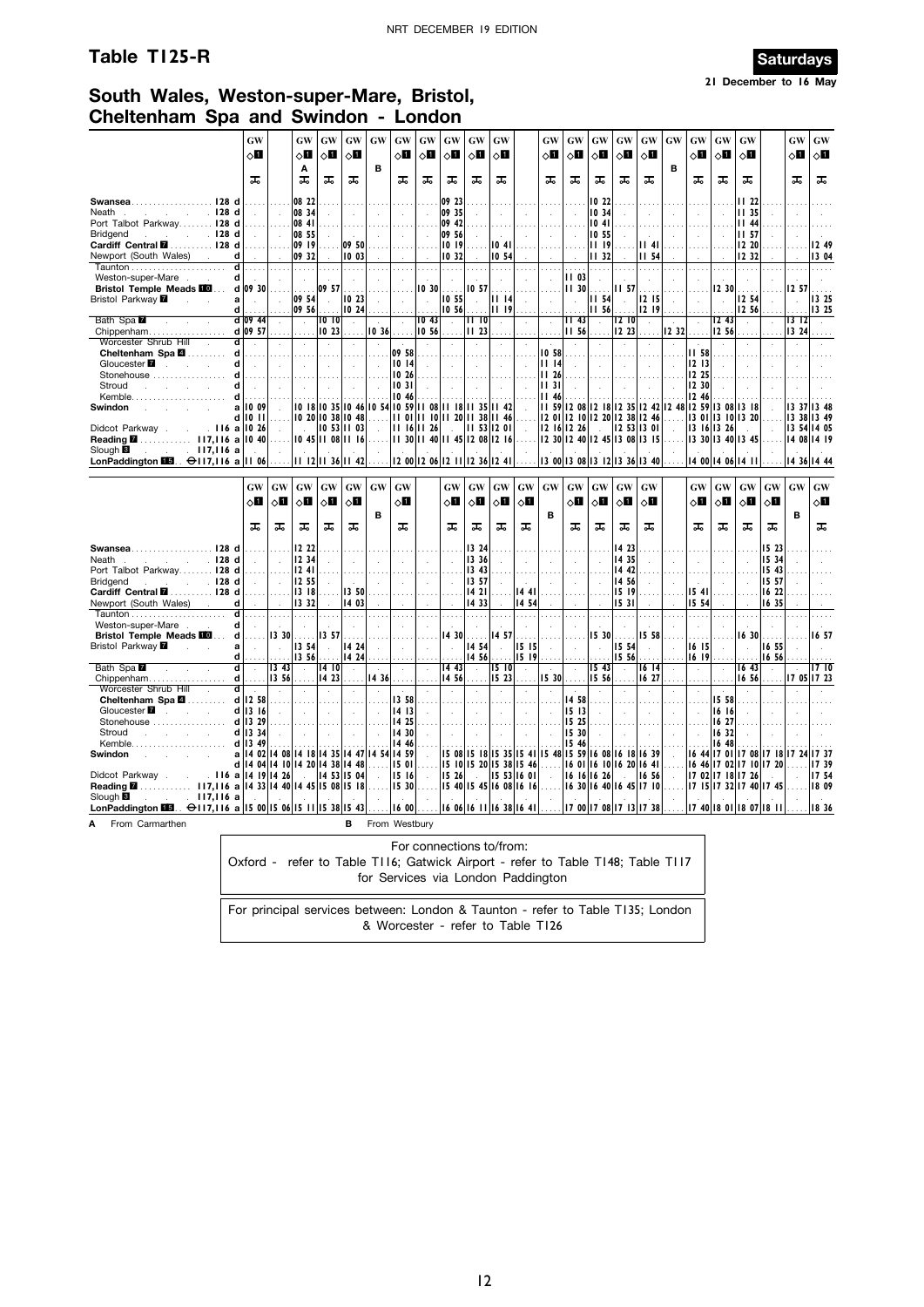# Table T125-R

**Saturdays**

**21 December to 16 May**

## South Wales, Weston-super-Mare, Bristol, Cheltenham Spa and Swindon - London

| Station | | GW | | GW | GW | GW | GW | GW | GW | GW | GW | GW | | GW | GW | GW | GW | GW | GW | GW | GW | GW | | GW | GW |
|---|---|---|---|---|---|---|---|---|---|---|---|---|---|---|---|---|---|---|---|---|---|---|---|---|---|
| | | ◇1 | | ◇1 | ◇1 | ◇1 | | ◇1 | ◇1 | ◇1 | ◇1 | ◇1 | | ◇1 | ◇1 | ◇1 | ◇1 | ◇1 | | ◇1 | ◇1 | ◇1 | | ◇1 | ◇1 |
| | | | | A | | | B | | | | | | | | | | | | B | | | | | | |
| Swansea 128 | d | | | 08 22 | | | | | | 09 23 | | | | | | 10 22 | | | | | | 11 22 | | | |
| Neath 128 | d | | | 08 34 | | | | | | 09 35 | | | | | | 10 34 | | | | | | 11 35 | | | |
| Port Talbot Parkway 128 | d | | | 08 41 | | | | | | 09 42 | | | | | | 10 41 | | | | | | 11 44 | | | |
| Bridgend 128 | d | | | 08 55 | | | | | | 09 56 | | | | | | 10 55 | | | | | | 11 57 | | | |
| Cardiff Central 7 128 | d | | | 09 19 | | 09 50 | | | | 10 19 | | 10 41 | | | | 11 19 | | 11 41 | | | | 12 20 | | | 12 49 |
| Newport (South Wales) | d | | | 09 32 | | 10 03 | | | | 10 32 | | 10 54 | | | | 11 32 | | 11 54 | | | | 12 32 | | | 13 04 |
| Taunton | d | | | | | | | | | | | | | | | | | | | | | | | | |
| Weston-super-Mare | d | | | | | | | | | | | | | | 11 03 | | | | | | | | | | |
| Bristol Temple Meads 10 | d | 09 30 | | | 09 57 | | | | 10 30 | | 10 57 | | | | 11 30 | | 11 57 | | | | 12 30 | | | 12 57 | |
| Bristol Parkway 7 | a | | | 09 54 | | 10 23 | | | | 10 55 | | 11 14 | | | | 11 54 | | 12 15 | | | | 12 54 | | | 13 25 |
| | d | | | 09 56 | | 10 24 | | | | 10 56 | | 11 19 | | | | 11 56 | | 12 19 | | | | 12 56 | | | 13 25 |
| Bath Spa 7 | d | 09 44 | | | 10 10 | | | | 10 43 | | 11 10 | | | | 11 43 | | 12 10 | | | | 12 43 | | | 13 12 | |
| Chippenham | d | 09 57 | | | 10 23 | | 10 36 | | 10 56 | | 11 23 | | | | 11 56 | | 12 23 | | 12 32 | | 12 56 | | | 13 24 | |
| Worcester Shrub Hill | d | | | | | | | | | | | | | | | | | | | | | | | | |
| Cheltenham Spa 4 | d | | | | | | | 09 58 | | | | | | 10 58 | | | | | | 11 58 | | | | | |
| Gloucester 7 | d | | | | | | | 10 14 | | | | | | 11 14 | | | | | | 12 13 | | | | | |
| Stonehouse | d | | | | | | | 10 26 | | | | | | 11 26 | | | | | | 12 25 | | | | | |
| Stroud | d | | | | | | | 10 31 | | | | | | 11 31 | | | | | | 12 30 | | | | | |
| Kemble | d | | | | | | | 10 46 | | | | | | 11 46 | | | | | | 12 46 | | | | | |
| Swindon | a | 10 09 | | 10 18 | 10 35 | 10 46 | 10 54 | 10 59 | 11 08 | 11 18 | 11 35 | 11 42 | | 11 59 | 12 08 | 12 18 | 12 35 | 12 42 | 12 48 | 12 59 | 13 08 | 13 18 | | 13 37 | 13 48 |
| | d | 10 11 | | 10 20 | 10 38 | 10 48 | | 11 01 | 11 10 | 11 20 | 11 38 | 11 46 | | 12 01 | 12 10 | 12 20 | 12 38 | 12 46 | | 13 01 | 13 10 | 13 20 | | 13 38 | 13 49 |
| Didcot Parkway 116 | a | 10 26 | | | 10 53 | 11 03 | | 11 16 | 11 26 | | 11 53 | 12 01 | | 12 16 | 12 26 | | 12 53 | 13 01 | | 13 16 | 13 26 | | | 13 54 | 14 05 |
| Reading 7 117,116 | a | 10 40 | | 10 45 | 11 08 | 11 16 | | 11 30 | 11 40 | 11 45 | 12 08 | 12 16 | | 12 30 | 12 40 | 12 45 | 13 08 | 13 15 | | 13 30 | 13 40 | 13 45 | | 14 08 | 14 19 |
| Slough 8 117,116 | a | | | | | | | | | | | | | | | | | | | | | | | | |
| LonPaddington 15 ⊖117,116 | a | 11 06 | | 11 12 | 11 36 | 11 42 | | 12 00 | 12 06 | 12 11 | 12 36 | 12 41 | | 13 00 | 13 08 | 13 12 | 13 36 | 13 40 | | 14 00 | 14 06 | 14 11 | | 14 36 | 14 44 |

| Station | | GW | GW | GW | GW | GW | GW | GW | | GW | GW | GW | GW | GW | GW | GW | GW | GW | | GW | GW | GW | GW | GW | GW |
|---|---|---|---|---|---|---|---|---|---|---|---|---|---|---|---|---|---|---|---|---|---|---|---|---|---|
| | | ◇1 | ◇1 | ◇1 | ◇1 | ◇1 | | ◇1 | | ◇1 | ◇1 | ◇1 | ◇1 | | ◇1 | ◇1 | ◇1 | ◇1 | | ◇1 | ◇1 | ◇1 | ◇1 | | ◇1 |
| | | | | | | | B | | | | | | | B | | | | | | | | | | B | |
| Swansea 128 | d | | | 12 22 | | | | | | | 13 24 | | | | | | 14 23 | | | | | | 15 23 | | |
| Neath 128 | d | | | 12 34 | | | | | | | 13 36 | | | | | | 14 35 | | | | | | 15 34 | | |
| Port Talbot Parkway 128 | d | | | 12 41 | | | | | | | 13 43 | | | | | | 14 42 | | | | | | 15 43 | | |
| Bridgend 128 | d | | | 12 55 | | | | | | | 13 57 | | | | | | 14 56 | | | | | | 15 57 | | |
| Cardiff Central 7 128 | d | | | 13 18 | | 13 50 | | | | | 14 21 | | 14 41 | | | | 15 19 | | | 15 41 | | | 16 22 | | |
| Newport (South Wales) | d | | | 13 32 | | 14 03 | | | | | 14 33 | | 14 54 | | | | 15 31 | | | 15 54 | | | 16 35 | | |
| Taunton | d | | | | | | | | | | | | | | | | | | | | | | | | |
| Weston-super-Mare | d | | | | | | | | | | | | | | | | | | | | | | | | |
| Bristol Temple Meads 10 | d | | 13 30 | | 13 57 | | | | | 14 30 | | 14 57 | | | | 15 30 | | 15 58 | | | | 16 30 | | | 16 57 |
| Bristol Parkway 7 | a | | | 13 54 | | 14 24 | | | | | 14 54 | | 15 15 | | | | 15 54 | | | 16 15 | | | 16 55 | | |
| | d | | | 13 56 | | 14 24 | | | | | 14 56 | | 15 19 | | | | 15 56 | | | 16 19 | | | 16 56 | | |
| Bath Spa 7 | d | | 13 43 | | 14 10 | | | | | 14 43 | | 15 10 | | | | 15 43 | | 16 14 | | | | 16 43 | | | 17 10 |
| Chippenham | d | | 13 56 | | 14 23 | | 14 36 | | | 14 56 | | 15 23 | | 15 30 | | 15 56 | | 16 27 | | | | 16 56 | | 17 05 | 17 23 |
| Worcester Shrub Hill | d | | | | | | | | | | | | | | | | | | | | | | | | |
| Cheltenham Spa 4 | d | 12 58 | | | | | | 13 58 | | | | | | | 14 58 | | | | | | 15 58 | | | | |
| Gloucester 7 | d | 13 16 | | | | | | 14 13 | | | | | | | 15 13 | | | | | | 16 16 | | | | |
| Stonehouse | d | 13 29 | | | | | | 14 25 | | | | | | | 15 25 | | | | | | 16 27 | | | | |
| Stroud | d | 13 34 | | | | | | 14 30 | | | | | | | 15 30 | | | | | | 16 32 | | | | |
| Kemble | d | 13 49 | | | | | | 14 46 | | | | | | | 15 46 | | | | | | 16 48 | | | | |
| Swindon | a | 14 02 | 14 08 | 14 18 | 14 35 | 14 47 | 14 54 | 14 59 | | 15 08 | 15 18 | 15 35 | 15 41 | 15 48 | 15 59 | 16 08 | 16 18 | 16 39 | | 16 44 | 17 01 | 17 08 | 17 18 | 17 24 | 17 37 |
| | d | 14 04 | 14 10 | 14 20 | 14 38 | 14 48 | | 15 01 | | 15 10 | 15 20 | 15 38 | 15 46 | | 16 01 | 16 10 | 16 20 | 16 41 | | 16 46 | 17 02 | 17 10 | 17 20 | | 17 39 |
| Didcot Parkway 116 | a | 14 19 | 14 26 | | 14 53 | 15 04 | | 15 16 | | 15 26 | | 15 53 | 16 01 | | 16 16 | 16 26 | | 16 56 | | 17 02 | 17 18 | 17 26 | | | 17 54 |
| Reading 7 117,116 | a | 14 33 | 14 40 | 14 45 | 15 08 | 15 18 | | 15 30 | | 15 40 | 15 45 | 16 08 | 16 16 | | 16 30 | 16 40 | 16 45 | 17 10 | | 17 15 | 17 32 | 17 40 | 17 45 | | 18 09 |
| Slough 8 117,116 | a | | | | | | | | | | | | | | | | | | | | | | | | |
| LonPaddington 15 ⊖117,116 | a | 15 00 | 15 06 | 15 11 | 15 38 | 15 43 | | 16 00 | | 16 06 | 16 11 | 16 38 | 16 41 | | 17 00 | 17 08 | 17 13 | 17 38 | | 17 40 | 18 01 | 18 07 | 18 11 | | 18 36 |

**A** From Carmarthen

**B** From Westbury

For connections to/from:
Oxford - refer to Table T116; Gatwick Airport - refer to Table T148; Table T117 for Services via London Paddington

For principal services between: London & Taunton - refer to Table T135; London & Worcester - refer to Table T126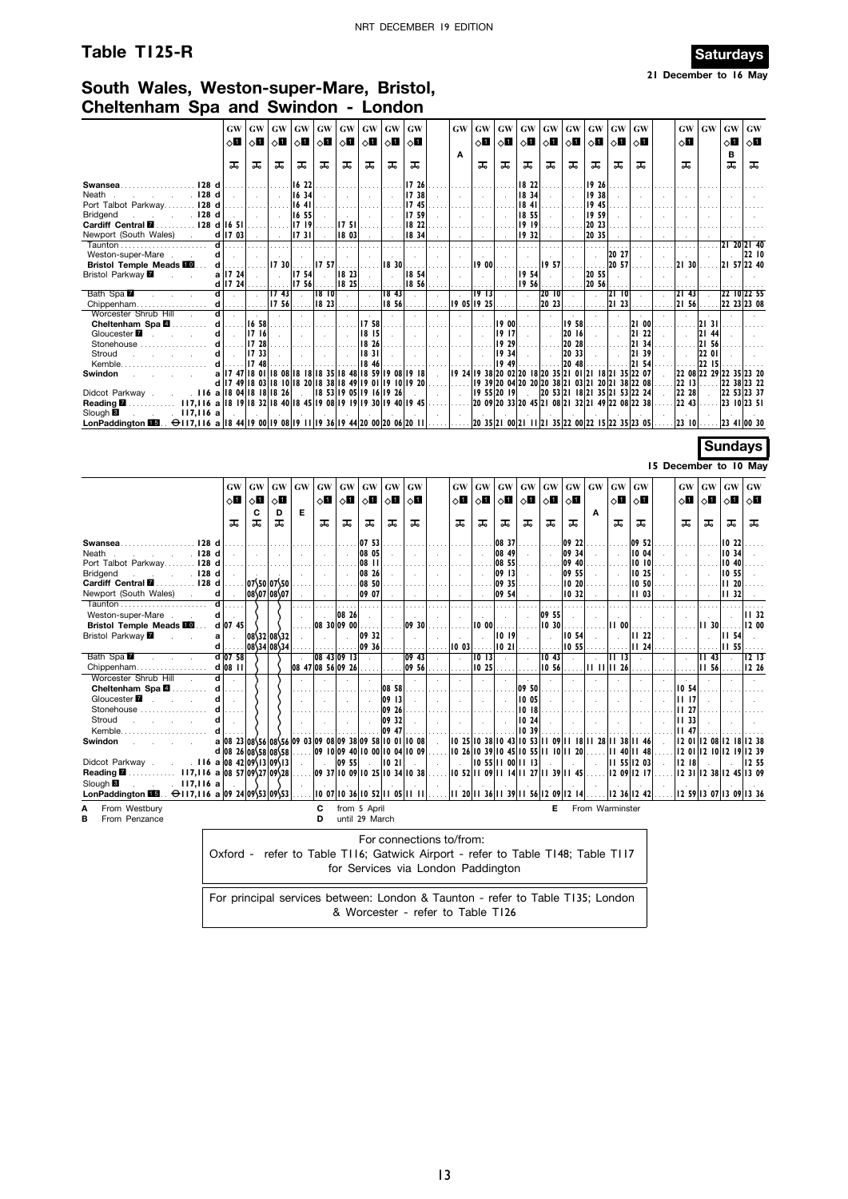## Table T125-R

**Saturdays**

21 December to 16 May

### South Wales, Weston-super-Mare, Bristol, Cheltenham Spa and Swindon - London

| | | GW | GW | GW | GW | GW | GW | GW | GW | GW | GW | GW | GW | GW | GW | GW | GW | GW | GW | GW | GW | GW | GW |
|---|---|---|---|---|---|---|---|---|---|---|---|---|---|---|---|---|---|---|---|---|---|---|---|
| | | ◇1 | ◇1 | ◇1 | ◇1 | ◇1 | ◇1 | ◇1 | ◇1 | ◇1 | A | ◇1 | ◇1 | ◇1 | ◇1 | ◇1 | ◇1 | ◇1 | ◇1 | ◇1 | | ◇1 B | ◇1 |
| Swansea 128 | d | | | | 16 22 | | | | | 17 26 | | | | 18 22 | | | 19 26 | | | | | | |
| Neath 128 | d | | | | 16 34 | | | | | 17 38 | | | | 18 34 | | | 19 38 | | | | | | |
| Port Talbot Parkway 128 | d | | | | 16 41 | | | | | 17 45 | | | | 18 41 | | | 19 45 | | | | | | |
| Bridgend 128 | d | | | | 16 55 | | | | | 17 59 | | | | 18 55 | | | 19 59 | | | | | | |
| Cardiff Central 7 128 | d | 16 51 | | | 17 19 | 17 51 | | | | 18 22 | | | | 19 19 | | | 20 23 | | | | | | |
| Newport (South Wales) | d | 17 03 | | | 17 31 | 18 03 | | | | 18 34 | | | | 19 32 | | | 20 35 | | | | | | |
| Taunton | d | | | | | | | | | | | | | | | | | | | | | 21 20 | 21 40 |
| Weston-super-Mare | d | | | | | | | | | | | | | | | | | 20 27 | | | | | 22 10 |
| Bristol Temple Meads 10 | d | | | 17 30 | | 17 57 | | 18 30 | | | | 19 00 | | | 19 57 | | | 20 57 | | 21 30 | | 21 57 | 22 40 |
| Bristol Parkway 7 | a | 17 24 | | | 17 54 | | 18 23 | | | 18 54 | | | | 19 54 | | | 20 55 | | | | | | |
| | d | 17 24 | | | 17 56 | | 18 25 | | | 18 56 | | | | 19 56 | | | 20 56 | | | | | | |
| Bath Spa 7 | d | | | 17 43 | | 18 10 | | 18 43 | | | | 19 13 | | | 20 10 | | | 21 10 | | 21 43 | | 22 10 | 22 55 |
| Chippenham | d | | | 17 56 | | 18 23 | | 18 56 | | | 19 05 | 19 25 | | | 20 23 | | | 21 23 | | 21 56 | | 22 23 | 23 08 |
| Worcester Shrub Hill | d | | | | | | | | | | | | | | | | | | | | | | |
| Cheltenham Spa 4 | d | | 16 58 | | | | | | 17 58 | | | | 19 00 | | | 19 58 | | | 21 00 | | 21 31 | | |
| Gloucester 7 | d | | 17 16 | | | | | | 18 15 | | | | 19 17 | | | 20 16 | | | 21 22 | | 21 44 | | |
| Stonehouse | d | | 17 28 | | | | | | 18 26 | | | | 19 29 | | | 20 28 | | | 21 34 | | 21 56 | | |
| Stroud | d | | 17 33 | | | | | | 18 31 | | | | 19 34 | | | 20 33 | | | 21 39 | | 22 01 | | |
| Kemble | d | | 17 48 | | | | | | 18 46 | | | | 19 49 | | | 20 48 | | | 21 54 | | 22 15 | | |
| Swindon | a | 17 47 | 18 01 | 18 08 | 18 18 | 18 35 | 18 48 | 18 59 | 19 08 | 19 18 | 19 24 | 19 38 | 20 02 | 20 18 | 20 35 | 21 01 | 21 18 | 21 35 | 22 07 | 22 08 | 22 29 | 22 35 | 23 20 |
| | d | 17 49 | 18 03 | 18 10 | 18 20 | 18 38 | 18 49 | 19 01 | 19 10 | 19 20 | | 19 39 | 20 04 | 20 20 | 20 38 | 21 03 | 21 20 | 21 38 | 22 08 | 22 13 | | 22 38 | 23 22 |
| Didcot Parkway 116 | a | 18 04 | 18 18 | 18 26 | | 18 53 | 19 05 | 19 16 | 19 26 | | | 19 55 | 20 19 | | 20 53 | 21 18 | 21 35 | 21 53 | 22 24 | 22 28 | | 22 53 | 23 37 |
| Reading 7 117,116 | a | 18 19 | 18 32 | 18 40 | 18 45 | 19 08 | 19 19 | 19 30 | 19 40 | 19 45 | | 20 09 | 20 33 | 20 45 | 21 08 | 21 32 | 21 49 | 22 08 | 22 38 | 22 43 | | 23 10 | 23 51 |
| Slough 8 117,116 | a | | | | | | | | | | | | | | | | | | | | | | |
| LonPaddington 15 ⊖117,116 | a | 18 44 | 19 00 | 19 08 | 19 11 | 19 36 | 19 44 | 20 00 | 20 06 | 20 11 | | 20 35 | 21 00 | 21 11 | 21 35 | 22 00 | 22 15 | 22 35 | 23 05 | 23 10 | | 23 41 | 00 30 |

**Sundays**

15 December to 10 May

| | | GW | GW | GW | GW | GW | GW | GW | GW | GW | GW | GW | GW | GW | GW | GW | GW | GW | GW | GW | GW | GW | GW |
|---|---|---|---|---|---|---|---|---|---|---|---|---|---|---|---|---|---|---|---|---|---|---|---|
| | | | ◇1 C | ◇1 D | E | ◇1 | ◇1 | ◇1 | ◇1 | ◇1 | ◇1 | ◇1 | ◇1 | ◇1 | ◇1 | ◇1 | A | ◇1 | ◇1 | ◇1 | ◇1 | ◇1 | ◇1 |
| Swansea 128 | d | | | | | | | 07 53 | | | | | 08 37 | | | 09 22 | | | 09 52 | | | 10 22 | |
| Neath 128 | d | | | | | | | 08 05 | | | | | 08 49 | | | 09 34 | | | 10 04 | | | 10 34 | |
| Port Talbot Parkway 128 | d | | | | | | | 08 11 | | | | | 08 55 | | | 09 40 | | | 10 10 | | | 10 40 | |
| Bridgend 128 | d | | | | | | | 08 26 | | | | | 09 13 | | | 09 55 | | | 10 25 | | | 10 55 | |
| Cardiff Central 7 128 | d | | 07 50 | 07 50 | | | | 08 50 | | | | | 09 35 | | | 10 20 | | | 10 50 | | | 11 20 | |
| Newport (South Wales) | d | | 08 07 | 08 07 | | | | 09 07 | | | | | 09 54 | | | 10 32 | | | 11 03 | | | 11 32 | |
| Taunton | d | | | | | | | | | | | | | | | | | | | | | | |
| Weston-super-Mare | d | | | | | | 08 26 | | | | | | | | 09 55 | | | | | | | | 11 32 |
| Bristol Temple Meads 10 | d | 07 45 | | | | 08 30 | 09 00 | | | 09 30 | | 10 00 | | | 10 30 | | | 11 00 | | | 11 30 | | 12 00 |
| Bristol Parkway 7 | a | | 08 32 | 08 32 | | | | 09 32 | | | | | 10 19 | | | 10 54 | | | 11 22 | | | 11 54 | |
| | d | | 08 34 | 08 34 | | | | 09 36 | | | 10 03 | | 10 21 | | | 10 55 | | | 11 24 | | | 11 55 | |
| Bath Spa 7 | d | 07 58 | | | | 08 43 | 09 13 | | | 09 43 | | 10 13 | | | 10 43 | | | 11 13 | | | 11 43 | | 12 13 |
| Chippenham | d | 08 11 | | | 08 47 | 08 56 | 09 26 | | | 09 56 | | 10 25 | | | 10 56 | | 11 11 | 11 26 | | | 11 56 | | 12 26 |
| Worcester Shrub Hill | d | | | | | | | | | | | | | | | | | | | | | | |
| Cheltenham Spa 4 | d | | | | | | | | 08 58 | | | | | 09 50 | | | | | | 10 54 | | | |
| Gloucester 7 | d | | | | | | | | 09 13 | | | | | 10 05 | | | | | | 11 17 | | | |
| Stonehouse | d | | | | | | | | 09 26 | | | | | 10 18 | | | | | | 11 27 | | | |
| Stroud | d | | | | | | | | 09 32 | | | | | 10 24 | | | | | | 11 33 | | | |
| Kemble | d | | | | | | | | 09 47 | | | | | 10 39 | | | | | | 11 47 | | | |
| Swindon | a | 08 23 | 08 56 | 08 56 | 09 03 | 09 08 | 09 38 | 09 58 | 10 01 | 10 08 | 10 25 | 10 38 | 10 43 | 10 53 | 11 09 | 11 18 | 11 28 | 11 38 | 11 46 | 12 01 | 12 08 | 12 18 | 12 38 |
| | d | 08 26 | 08 58 | 08 58 | | 09 10 | 09 40 | 10 00 | 10 04 | 10 09 | 10 26 | 10 39 | 10 45 | 10 55 | 11 10 | 11 20 | | 11 40 | 11 48 | 12 01 | 12 10 | 12 19 | 12 39 |
| Didcot Parkway 116 | a | 08 42 | 09 13 | 09 13 | | | 09 55 | | 10 21 | | | 10 55 | 11 00 | 11 13 | | | | 11 55 | 12 03 | 12 18 | | | 12 55 |
| Reading 7 117,116 | a | 08 57 | 09 27 | 09 28 | | 09 37 | 10 09 | 10 25 | 10 34 | 10 38 | 10 52 | 11 09 | 11 14 | 11 27 | 11 39 | 11 45 | | 12 09 | 12 17 | 12 31 | 12 38 | 12 45 | 13 09 |
| Slough 8 117,116 | a | | | | | | | | | | | | | | | | | | | | | | |
| LonPaddington 15 ⊖117,116 | a | 09 24 | 09 53 | 09 53 | | 10 07 | 10 36 | 10 52 | 11 05 | 11 11 | 11 20 | 11 36 | 11 39 | 11 56 | 12 09 | 12 14 | | 12 36 | 12 42 | 12 59 | 13 07 | 13 09 | 13 36 |

**A** From Westbury
**B** From Penzance
**C** from 5 April
**D** until 29 March
**E** From Warminster

For connections to/from:
Oxford - refer to Table T116; Gatwick Airport - refer to Table T148; Table T117 for Services via London Paddington

For principal services between: London & Taunton - refer to Table T135; London & Worcester - refer to Table T126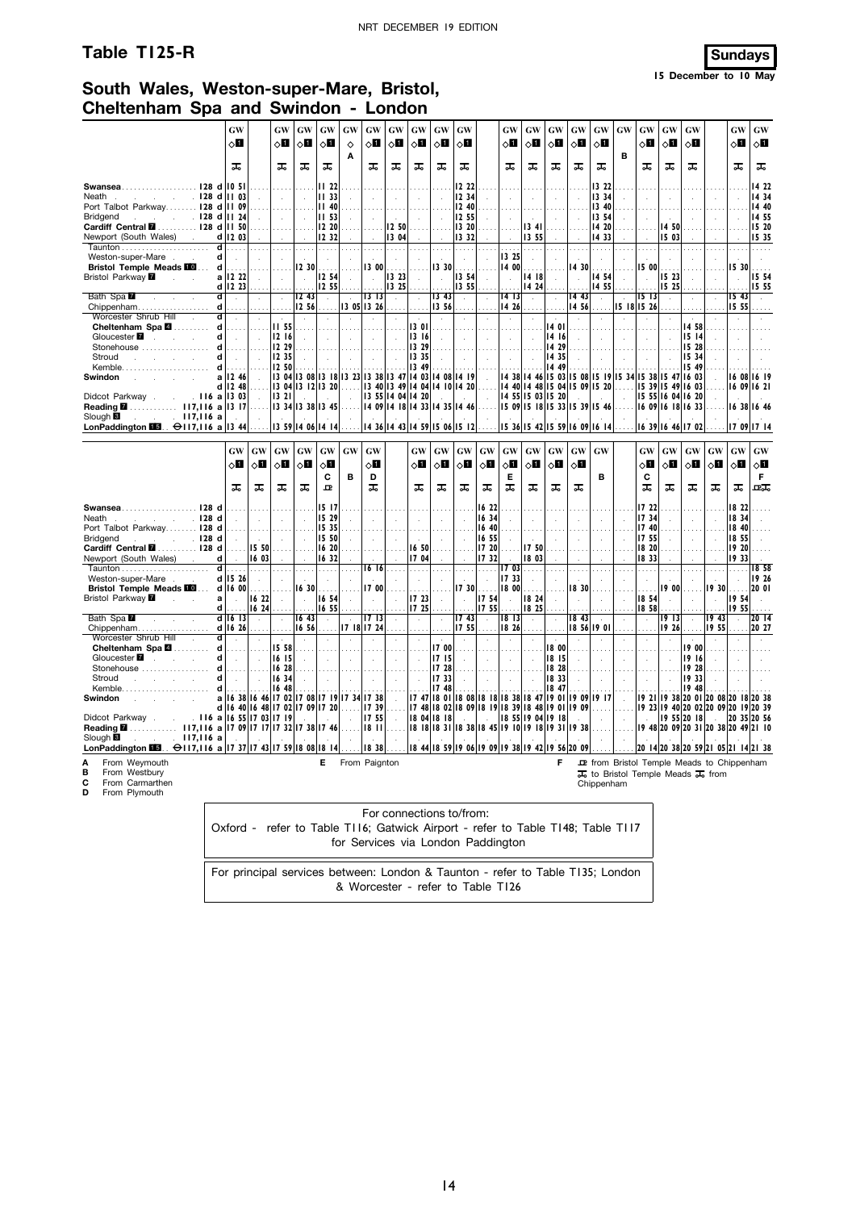# Table T125-R

**Sundays**
**15 December to 10 May**

## South Wales, Weston-super-Mare, Bristol, Cheltenham Spa and Swindon - London

| | | GW | | GW | GW | GW | GW | GW | GW | GW | GW | GW | | GW | GW | GW | GW | GW | GW | GW | GW | GW | | GW | GW |
|---|---|---|---|---|---|---|---|---|---|---|---|---|---|---|---|---|---|---|---|---|---|---|---|---|---|
| | | ◇1 | | ◇1 | ◇1 | ◇1 | ◇ | ◇1 | ◇1 | ◇1 | ◇1 | ◇1 | | ◇1 | ◇1 | ◇1 | ◇1 | ◇1 | | ◇1 | ◇1 | ◇1 | | ◇1 | ◇1 |
| | | | | | | | A | | | | | | | | | | | | B | | | | | | |
| | | ✠ | | ✠ | ✠ | ✠ | | ✠ | ✠ | ✠ | ✠ | ✠ | | ✠ | ✠ | ✠ | ✠ | ✠ | | ✠ | ✠ | ✠ | | ✠ | ✠ |
| Swansea 128 | d | 10 51 | | | | 11 22 | | | | | | 12 22 | | | | | | 13 22 | | | | | | | 14 22 |
| Neath 128 | d | 11 03 | | | | 11 33 | | | | | | 12 34 | | | | | | 13 34 | | | | | | | 14 34 |
| Port Talbot Parkway 128 | d | 11 09 | | | | 11 40 | | | | | | 12 40 | | | | | | 13 40 | | | | | | | 14 40 |
| Bridgend 128 | d | 11 24 | | | | 11 53 | | | | | | 12 55 | | | | | | 13 54 | | | | | | | 14 55 |
| Cardiff Central 7 128 | d | 11 50 | | | | 12 20 | | | 12 50 | | | 13 20 | | | 13 41 | | | 14 20 | | | 14 50 | | | | 15 20 |
| Newport (South Wales) | d | 12 03 | | | | 12 32 | | | 13 04 | | | 13 32 | | | 13 55 | | | 14 33 | | | 15 03 | | | | 15 35 |
| Taunton | d | | | | | | | | | | | | | | | | | | | | | | | | |
| Weston-super-Mare | d | | | | | | | | | | | | | 13 25 | | | | | | | | | | | |
| Bristol Temple Meads 10 | d | | | | 12 30 | | | 13 00 | | | 13 30 | | | 14 00 | | | 14 30 | | | 15 00 | | | | 15 30 | |
| Bristol Parkway 7 | a | 12 22 | | | | 12 54 | | | 13 23 | | | 13 54 | | | 14 18 | | | 14 54 | | | 15 23 | | | | 15 54 |
| | d | 12 23 | | | | 12 55 | | | 13 25 | | | 13 55 | | | 14 24 | | | 14 55 | | | 15 25 | | | | 15 55 |
| Bath Spa 7 | d | | | | 12 43 | | | 13 13 | | | 13 43 | | | 14 13 | | | 14 43 | | | 15 13 | | | | 15 43 | |
| Chippenham | d | | | | 12 56 | | 13 05 | 13 26 | | | 13 56 | | | 14 26 | | | 14 56 | | 15 18 | 15 26 | | | | 15 55 | |
| Worcester Shrub Hill | d | | | | | | | | | | | | | | | | | | | | | | | | |
| Cheltenham Spa 4 | d | | | 11 55 | | | | | | 13 01 | | | | | | 14 01 | | | | | | 14 58 | | | |
| Gloucester 7 | d | | | 12 16 | | | | | | 13 16 | | | | | | 14 16 | | | | | | 15 14 | | | |
| Stonehouse | d | | | 12 29 | | | | | | 13 29 | | | | | | 14 29 | | | | | | 15 28 | | | |
| Stroud | d | | | 12 35 | | | | | | 13 35 | | | | | | 14 35 | | | | | | 15 34 | | | |
| Kemble | d | | | 12 50 | | | | | | 13 49 | | | | | | 14 49 | | | | | | 15 49 | | | |
| Swindon | a | 12 46 | | 13 04 | 13 08 | 13 18 | 13 23 | 13 38 | 13 47 | 14 03 | 14 08 | 14 19 | | 14 38 | 14 46 | 15 03 | 15 08 | 15 19 | 15 34 | 15 38 | 15 47 | 16 03 | | 16 08 | 16 19 |
| | d | 12 48 | | 13 04 | 13 12 | 13 20 | | 13 40 | 13 49 | 14 04 | 14 10 | 14 20 | | 14 40 | 14 48 | 15 04 | 15 09 | 15 20 | | 15 39 | 15 49 | 16 03 | | 16 09 | 16 21 |
| Didcot Parkway 116 | a | 13 03 | | 13 21 | | | | 13 55 | 14 04 | 14 20 | | | | 14 55 | 15 03 | 15 20 | | | | 15 55 | 16 04 | 16 20 | | | |
| Reading 7 117,116 | a | 13 17 | | 13 34 | 13 38 | 13 45 | | 14 09 | 14 18 | 14 33 | 14 35 | 14 46 | | 15 09 | 15 18 | 15 33 | 15 39 | 15 46 | | 16 09 | 16 18 | 16 33 | | 16 38 | 16 46 |
| Slough 8 117,116 | a | | | | | | | | | | | | | | | | | | | | | | | | |
| London Paddington 15 ⊖117,116 | a | 13 44 | | 13 59 | 14 06 | 14 14 | | 14 36 | 14 43 | 14 59 | 15 06 | 15 12 | | 15 36 | 15 42 | 15 59 | 16 09 | 16 14 | | 16 39 | 16 46 | 17 02 | | 17 09 | 17 14 |

| | | GW | GW | GW | GW | GW | GW | GW | | GW | GW | GW | GW | GW | GW | GW | GW | GW | | GW | GW | GW | GW | GW | GW |
|---|---|---|---|---|---|---|---|---|---|---|---|---|---|---|---|---|---|---|---|---|---|---|---|---|---|
| | | ◇1 | ◇1 | ◇1 | ◇1 | ◇1 | | ◇1 | | ◇1 | ◇1 | ◇1 | ◇1 | ◇1 | ◇1 | ◇1 | ◇1 | | | ◇1 | ◇1 | ◇1 | ◇1 | ◇1 | ◇1 |
| | | | | | | C | B | D | | | | | | E | | | | B | | C | | | | | F |
| | | ✠ | ✠ | ✠ | ✠ | 🍴 | | ✠ | | ✠ | ✠ | ✠ | ✠ | ✠ | ✠ | ✠ | ✠ | | | ✠ | ✠ | ✠ | ✠ | ✠ | 🍴✠ |
| Swansea 128 | d | | | | | 15 17 | | | | | | | 16 22 | | | | | | | 17 22 | | | | 18 22 | |
| Neath 128 | d | | | | | 15 29 | | | | | | | 16 34 | | | | | | | 17 34 | | | | 18 34 | |
| Port Talbot Parkway 128 | d | | | | | 15 35 | | | | | | | 16 40 | | | | | | | 17 40 | | | | 18 40 | |
| Bridgend 128 | d | | | | | 15 50 | | | | | | | 16 55 | | | | | | | 17 55 | | | | 18 55 | |
| Cardiff Central 7 128 | d | | 15 50 | | | 16 20 | | | | 16 50 | | | 17 20 | | 17 50 | | | | | 18 20 | | | | 19 20 | |
| Newport (South Wales) | d | | 16 03 | | | 16 32 | | | | 17 04 | | | 17 32 | | 18 03 | | | | | 18 33 | | | | 19 33 | |
| Taunton | d | | | | | | | 16 16 | | | | | | 17 03 | | | | | | | | | | | 18 58 |
| Weston-super-Mare | d | 15 26 | | | | | | | | | | | | 17 33 | | | | | | | | | | | 19 26 |
| Bristol Temple Meads 10 | d | 16 00 | | | 16 30 | | | 17 00 | | | | 17 30 | | 18 00 | | | 18 30 | | | | 19 00 | | 19 30 | | 20 01 |
| Bristol Parkway 7 | a | | 16 22 | | | 16 54 | | | | 17 23 | | | 17 54 | | 18 24 | | | | | 18 54 | | | | 19 54 | |
| | d | | 16 24 | | | 16 55 | | | | 17 25 | | | 17 55 | | 18 25 | | | | | 18 58 | | | | 19 55 | |
| Bath Spa 7 | d | 16 13 | | | 16 43 | | | 17 13 | | | | 17 43 | | 18 13 | | | 18 43 | | | | 19 13 | | 19 43 | | 20 14 |
| Chippenham | d | 16 26 | | | 16 56 | | 17 18 | 17 24 | | | | 17 55 | | 18 26 | | | 18 56 | 19 01 | | | 19 26 | | 19 55 | | 20 27 |
| Worcester Shrub Hill | d | | | | | | | | | | | | | | | | | | | | | | | | |
| Cheltenham Spa 4 | d | | | 15 58 | | | | | | | 17 00 | | | | | 18 00 | | | | | | 19 00 | | | |
| Gloucester 7 | d | | | 16 15 | | | | | | | 17 15 | | | | | 18 15 | | | | | | 19 16 | | | |
| Stonehouse | d | | | 16 28 | | | | | | | 17 28 | | | | | 18 28 | | | | | | 19 28 | | | |
| Stroud | d | | | 16 34 | | | | | | | 17 33 | | | | | 18 33 | | | | | | 19 33 | | | |
| Kemble | d | | | 16 48 | | | | | | | 17 48 | | | | | 18 47 | | | | | | 19 48 | | | |
| Swindon | a | 16 38 | 16 46 | 17 02 | 17 08 | 17 19 | 17 34 | 17 38 | | 17 47 | 18 01 | 18 08 | 18 18 | 18 38 | 18 47 | 19 01 | 19 09 | 19 17 | | 19 21 | 19 38 | 20 01 | 20 08 | 20 18 | 20 38 |
| | d | 16 40 | 16 48 | 17 02 | 17 09 | 17 20 | | 17 39 | | 17 48 | 18 02 | 18 09 | 18 19 | 18 39 | 18 48 | 19 01 | 19 09 | | | 19 23 | 19 40 | 20 02 | 20 09 | 20 19 | 20 39 |
| Didcot Parkway 116 | a | 16 55 | 17 03 | 17 19 | | | | 17 55 | | 18 04 | 18 18 | | | | 18 55 | 19 04 | 19 18 | | | | 19 55 | 20 18 | | 20 35 | 20 56 |
| Reading 7 117,116 | a | 17 09 | 17 17 | 17 32 | 17 38 | 17 46 | | 18 11 | | 18 18 | 18 31 | 18 38 | 18 45 | 19 10 | 19 18 | 19 31 | 19 38 | | | 19 48 | 20 09 | 20 31 | 20 38 | 20 49 | 21 10 |
| Slough 8 117,116 | a | | | | | | | | | | | | | | | | | | | | | | | | |
| London Paddington 15 ⊖117,116 | a | 17 37 | 17 43 | 17 59 | 18 08 | 18 14 | | 18 38 | | 18 44 | 18 59 | 19 06 | 19 09 | 19 38 | 19 42 | 19 56 | 20 09 | | | 20 14 | 20 38 | 20 59 | 21 05 | 21 14 | 21 38 |

**A** From Weymouth
**B** From Westbury
**C** From Carmarthen
**D** From Plymouth
**E** From Paignton
**F** 🍴 from Bristol Temple Meads to Chippenham; ✠ to Bristol Temple Meads ✠ from Chippenham

For connections to/from:
Oxford - refer to Table T116; Gatwick Airport - refer to Table T148; Table T117 for Services via London Paddington

For principal services between: London & Taunton - refer to Table T135; London & Worcester - refer to Table T126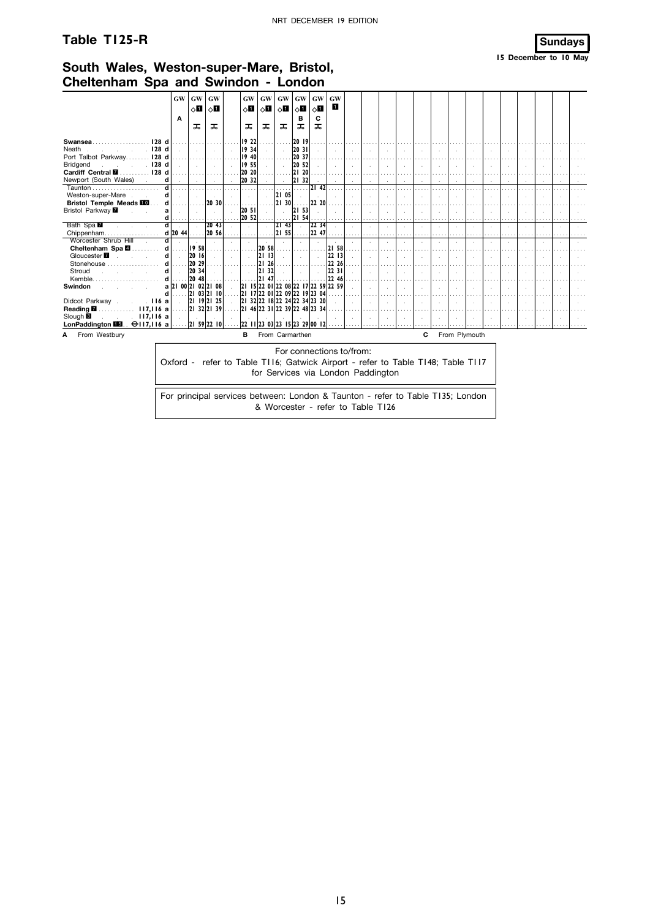NRT DECEMBER 19 EDITION

# Table T125-R

**Sundays**
**15 December to 10 May**

## South Wales, Weston-super-Mare, Bristol, Cheltenham Spa and Swindon - London

| | | GW | GW | GW | GW | GW | GW | GW | GW | GW |
|---|---|---|---|---|---|---|---|---|---|---|
| | | | ◇1 | ◇1 | ◇1 | ◇1 | ◇1 | ◇1 | ◇1 | 1 |
| | | A | | | | | | B | C | |
| | | | ✠ | ✠ | ✠ | ✠ | ✠ | ✠ | ✠ | |
| **Swansea** 128 | d | | | | 19 22 | | | 20 19 | | |
| Neath 128 | d | | | | 19 34 | | | 20 31 | | |
| Port Talbot Parkway 128 | d | | | | 19 40 | | | 20 37 | | |
| Bridgend 128 | d | | | | 19 55 | | | 20 52 | | |
| **Cardiff Central** 7 128 | d | | | | 20 20 | | | 21 20 | | |
| Newport (South Wales) | d | | | | 20 32 | | | 21 32 | | |
| Taunton | d | | | | | | | | 21 42 | |
| Weston-super-Mare | d | | | | | | 21 05 | | | |
| **Bristol Temple Meads** 10 | d | | | 20 30 | | | 21 30 | | 22 20 | |
| Bristol Parkway 7 | a | | | | 20 51 | | | 21 53 | | |
| | d | | | | 20 52 | | | 21 54 | | |
| Bath Spa 7 | d | | | 20 43 | | | 21 43 | | 22 34 | |
| Chippenham | d | 20 44 | | 20 56 | | | 21 55 | | 22 47 | |
| Worcester Shrub Hill | d | | | | | | | | | |
| **Cheltenham Spa** 4 | d | | 19 58 | | | 20 58 | | | | 21 58 |
| Gloucester 7 | d | | 20 16 | | | 21 13 | | | | 22 13 |
| Stonehouse | d | | 20 29 | | | 21 26 | | | | 22 26 |
| Stroud | d | | 20 34 | | | 21 32 | | | | 22 31 |
| Kemble | d | | 20 48 | | | 21 47 | | | | 22 46 |
| **Swindon** | a | 21 00 | 21 02 | 21 08 | 21 15 | 22 01 | 22 08 | 22 17 | 22 59 | 22 59 |
| | d | | 21 03 | 21 10 | 21 17 | 22 01 | 22 09 | 22 19 | 23 04 | |
| Didcot Parkway 116 | a | | 21 19 | 21 25 | 21 32 | 22 18 | 22 24 | 22 34 | 23 20 | |
| **Reading** 7 117,116 | a | | 21 32 | 21 39 | 21 46 | 22 31 | 22 39 | 22 48 | 23 34 | |
| Slough 8 117,116 | a | | | | | | | | | |
| **LonPaddington** 15 ⊖117,116 | a | | 21 59 | 22 10 | 22 11 | 23 03 | 23 15 | 23 29 | 00 12 | |

**A** From Westbury
**B** From Carmarthen
**C** From Plymouth

For connections to/from:
Oxford - refer to Table T116; Gatwick Airport - refer to Table T148; Table T117 for Services via London Paddington

For principal services between: London & Taunton - refer to Table T135; London & Worcester - refer to Table T126